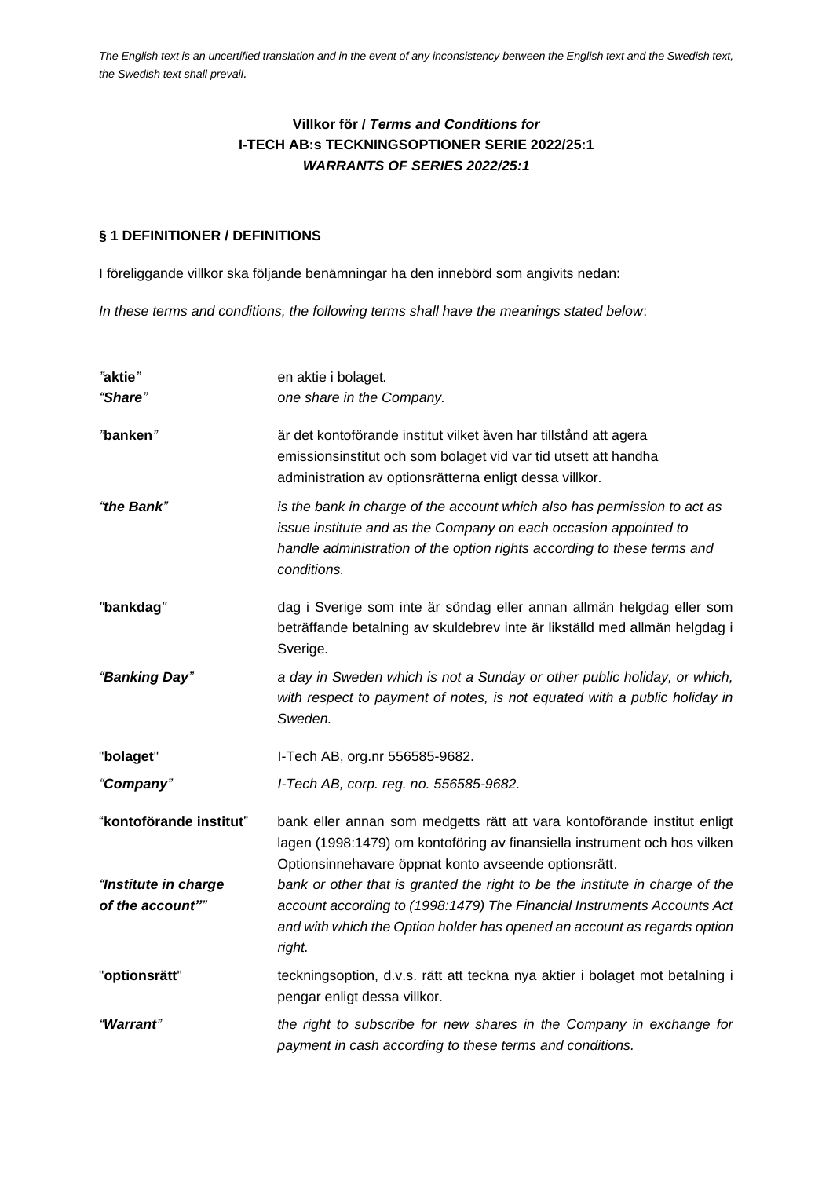*The English text is an uncertified translation and in the event of any inconsistency between the English text and the Swedish text, the Swedish text shall prevail.*

# Villkor för / *Terms and Conditions for*
# I-TECH AB:s TECKNINGSOPTIONER SERIE 2022/25:1
# *WARRANTS OF SERIES 2022/25:1*

## § 1 DEFINITIONER / DEFINITIONS

I föreliggande villkor ska följande benämningar har den innebörd som angivits nedan:

*In these terms and conditions, the following terms shall have the meanings stated below*:

| | |
|---|---|
| ”**aktie**”<br>*“Share”* | en aktie i bolaget.<br>*one share in the Company.* |
| ”**banken**” | är det kontoförande institut vilket även har tillstånd att agera emissionsinstitut och som bolaget vid var tid utsett att handha administration av optionsrätterna enligt dessa villkor. |
| *“the Bank”* | *is the bank in charge of the account which also has permission to act as issue institute and as the Company on each occasion appointed to handle administration of the option rights according to these terms and conditions.* |
| ”**bankdag**” | dag i Sverige som inte är söndag eller annan allmän helgdag eller som beträffande betalning av skuldebrev inte är likställd med allmän helgdag i Sverige. |
| *“Banking Day”* | *a day in Sweden which is not a Sunday or other public holiday, or which, with respect to payment of notes, is not equated with a public holiday in Sweden.* |
| "**bolaget**" | I-Tech AB, org.nr 556585-9682. |
| *“Company”* | *I-Tech AB, corp. reg. no. 556585-9682.* |
| “**kontoförande institut**” | bank eller annan som medgetts rätt att vara kontoförande institut enligt lagen (1998:1479) om kontoföring av finansiella instrument och hos vilken Optionsinnehavare öppnat konto avseende optionsrätt. |
| *“Institute in charge of the account””* | *bank or other that is granted the right to be the institute in charge of the account according to (1998:1479) The Financial Instruments Accounts Act and with which the Option holder has opened an account as regards option right.* |
| "**optionsrätt**" | teckningsoption, d.v.s. rätt att teckna nya aktier i bolaget mot betalning i pengar enligt dessa villkor. |
| *“Warrant”* | *the right to subscribe for new shares in the Company in exchange for payment in cash according to these terms and conditions.* |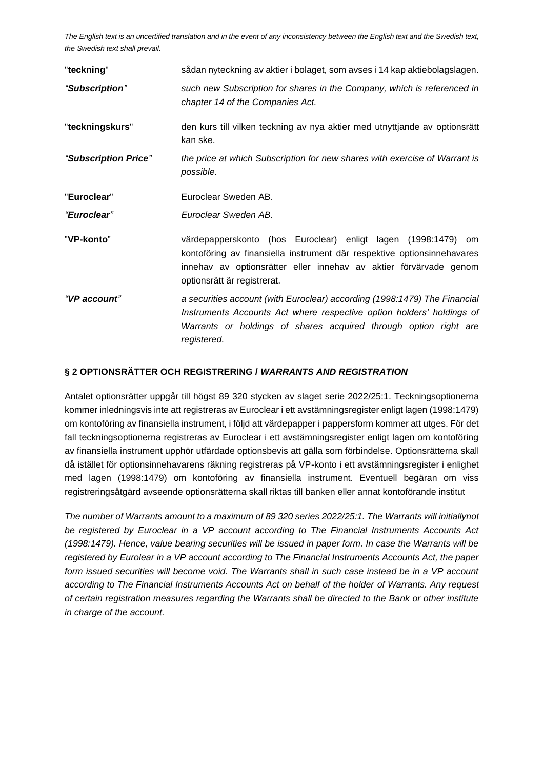*The English text is an uncertified translation and in the event of any inconsistency between the English text and the Swedish text, the Swedish text shall prevail.*

| | |
|---|---|
| "**teckning**" | sådan nyteckning av aktier i bolaget, som avses i 14 kap aktiebolagslagen. |
| *"Subscription"* | *such new Subscription for shares in the Company, which is referenced in chapter 14 of the Companies Act.* |
| "**teckningskurs**" | den kurs till vilken teckning av nya aktier med utnyttjande av optionsrätt kan ske. |
| *"Subscription Price"* | *the price at which Subscription for new shares with exercise of Warrant is possible.* |
| "**Euroclear**" | Euroclear Sweden AB. |
| *"Euroclear"* | *Euroclear Sweden AB.* |
| "**VP-konto**" | värdepapperskonto (hos Euroclear) enligt lagen (1998:1479) om kontoföring av finansiella instrument där respektive optionsinnehavares innehav av optionsrätter eller innehav av aktier förvärvade genom optionsrätt är registrerat. |
| *"VP account"* | *a securities account (with Euroclear) according (1998:1479) The Financial Instruments Accounts Act where respective option holders' holdings of Warrants or holdings of shares acquired through option right are registered.* |

## § 2 OPTIONSRÄTTER OCH REGISTRERING / *WARRANTS AND REGISTRATION*

Antalet optionsrätter uppgår till högst 89 320 stycken av slaget serie 2022/25:1. Teckningsoptionerna kommer inledningsvis inte att registreras av Euroclear i ett avstämningsregister enligt lagen (1998:1479) om kontoföring av finansiella instrument, i följd att värdepapper i pappersform kommer att utges. För det fall teckningsoptionerna registreras av Euroclear i ett avstämningsregister enligt lagen om kontoföring av finansiella instrument upphör utfärdade optionsbevis att gälla som förbindelse. Optionsrätterna skall då istället för optionsinnehavarens räkning registreras på VP-konto i ett avstämningsregister i enlighet med lagen (1998:1479) om kontoföring av finansiella instrument. Eventuell begäran om viss registreringsåtgärd avseende optionsrätterna skall riktas till banken eller annat kontoförande institut

*The number of Warrants amount to a maximum of 89 320 series 2022/25:1. The Warrants will initiallynot be registered by Euroclear in a VP account according to The Financial Instruments Accounts Act (1998:1479). Hence, value bearing securities will be issued in paper form. In case the Warrants will be registered by Eurolear in a VP account according to The Financial Instruments Accounts Act, the paper form issued securities will become void. The Warrants shall in such case instead be in a VP account according to The Financial Instruments Accounts Act on behalf of the holder of Warrants. Any request of certain registration measures regarding the Warrants shall be directed to the Bank or other institute in charge of the account.*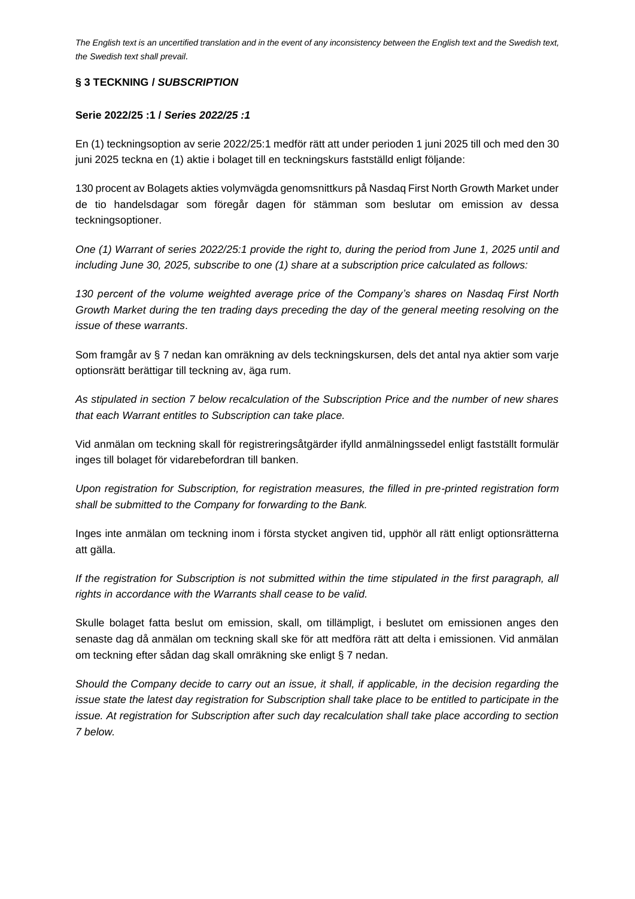*The English text is an uncertified translation and in the event of any inconsistency between the English text and the Swedish text, the Swedish text shall prevail.*

### § 3 TECKNING / *SUBSCRIPTION*

**Serie 2022/25 :1 /** ***Series 2022/25 :1***

En (1) teckningsoption av serie 2022/25:1 medför rätt att under perioden 1 juni 2025 till och med den 30 juni 2025 teckna en (1) aktie i bolaget till en teckningskurs fastställd enligt följande:

130 procent av Bolagets akties volymvägda genomsnittkurs på Nasdaq First North Growth Market under de tio handelsdagar som föregår dagen för stämman som beslutar om emission av dessa teckningsoptioner.

*One (1) Warrant of series 2022/25:1 provide the right to, during the period from June 1, 2025 until and including June 30, 2025, subscribe to one (1) share at a subscription price calculated as follows:*

*130 percent of the volume weighted average price of the Company's shares on Nasdaq First North Growth Market during the ten trading days preceding the day of the general meeting resolving on the issue of these warrants*.

Som framgår av § 7 nedan kan omräkning av dels teckningskursen, dels det antal nya aktier som varje optionsrätt berättigar till teckning av, äga rum.

*As stipulated in section 7 below recalculation of the Subscription Price and the number of new shares that each Warrant entitles to Subscription can take place.*

Vid anmälan om teckning skall för registreringsåtgärder ifylld anmälningssedel enligt fastställt formulär inges till bolaget för vidarebefordran till banken.

*Upon registration for Subscription, for registration measures, the filled in pre-printed registration form shall be submitted to the Company for forwarding to the Bank.*

Inges inte anmälan om teckning inom i första stycket angiven tid, upphör all rätt enligt optionsrätterna att gälla.

*If the registration for Subscription is not submitted within the time stipulated in the first paragraph, all rights in accordance with the Warrants shall cease to be valid.*

Skulle bolaget fatta beslut om emission, skall, om tillämpligt, i beslutet om emissionen anges den senaste dag då anmälan om teckning skall ske för att medföra rätt att delta i emissionen. Vid anmälan om teckning efter sådan dag skall omräkning ske enligt § 7 nedan.

*Should the Company decide to carry out an issue, it shall, if applicable, in the decision regarding the issue state the latest day registration for Subscription shall take place to be entitled to participate in the issue. At registration for Subscription after such day recalculation shall take place according to section 7 below.*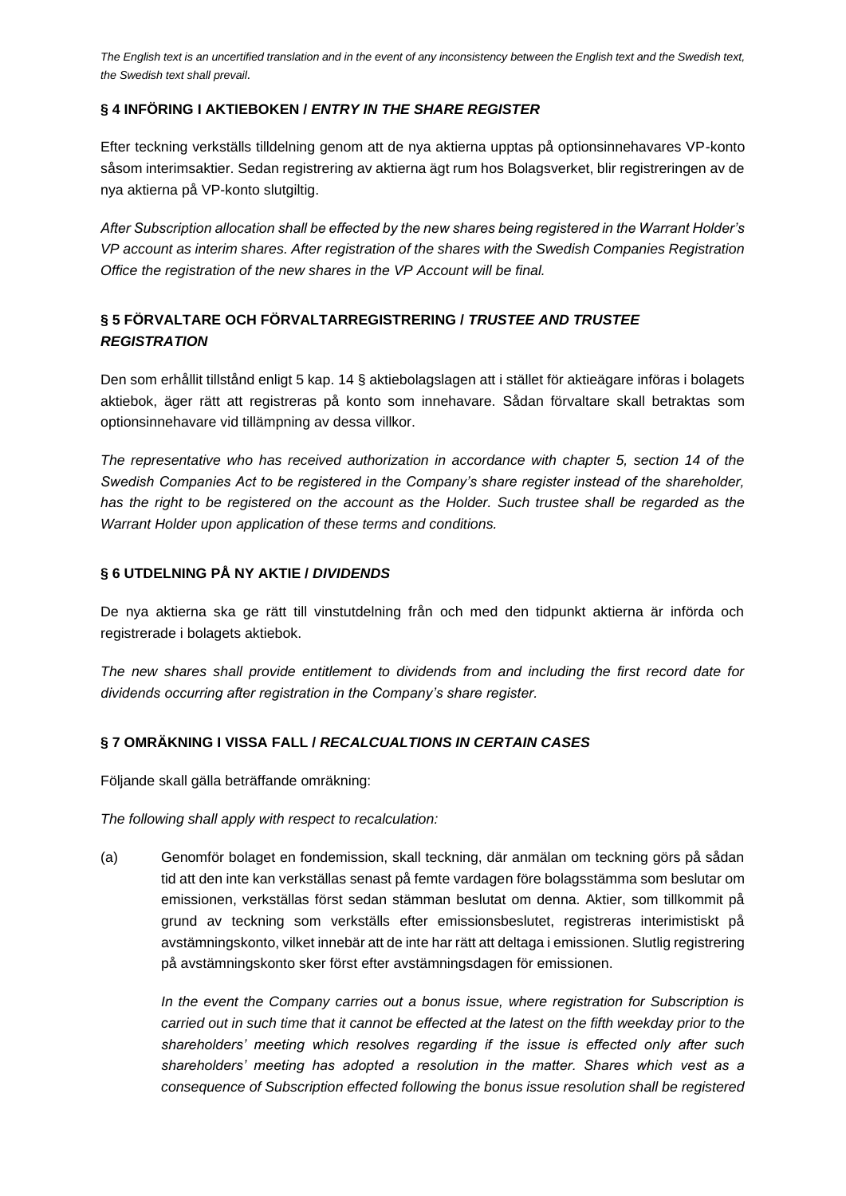*The English text is an uncertified translation and in the event of any inconsistency between the English text and the Swedish text, the Swedish text shall prevail.*

### § 4 INFÖRING I AKTIEBOKEN / *ENTRY IN THE SHARE REGISTER*

Efter teckning verkställs tilldelning genom att de nya aktierna upptas på optionsinnehavares VP-konto såsom interimsaktier. Sedan registrering av aktierna ägt rum hos Bolagsverket, blir registreringen av de nya aktierna på VP-konto slutgiltig.

*After Subscription allocation shall be effected by the new shares being registered in the Warrant Holder's VP account as interim shares. After registration of the shares with the Swedish Companies Registration Office the registration of the new shares in the VP Account will be final.*

### § 5 FÖRVALTARE OCH FÖRVALTARREGISTRERING / *TRUSTEE AND TRUSTEE REGISTRATION*

Den som erhållit tillstånd enligt 5 kap. 14 § aktiebolagslagen att i stället för aktieägare införas i bolagets aktiebok, äger rätt att registreras på konto som innehavare. Sådan förvaltare skall betraktas som optionsinnehavare vid tillämpning av dessa villkor.

*The representative who has received authorization in accordance with chapter 5, section 14 of the Swedish Companies Act to be registered in the Company's share register instead of the shareholder, has the right to be registered on the account as the Holder. Such trustee shall be regarded as the Warrant Holder upon application of these terms and conditions.*

### § 6 UTDELNING PÅ NY AKTIE / *DIVIDENDS*

De nya aktierna ska ge rätt till vinstutdelning från och med den tidpunkt aktierna är införda och registrerade i bolagets aktiebok.

*The new shares shall provide entitlement to dividends from and including the first record date for dividends occurring after registration in the Company's share register.*

### § 7 OMRÄKNING I VISSA FALL / *RECALCUALTIONS IN CERTAIN CASES*

Följande skall gälla beträffande omräkning:

*The following shall apply with respect to recalculation:*

(a) Genomför bolaget en fondemission, skall teckning, där anmälan om teckning görs på sådan tid att den inte kan verkställas senast på femte vardagen före bolagsstämma som beslutar om emissionen, verkställas först sedan stämman beslutat om denna. Aktier, som tillkommit på grund av teckning som verkställs efter emissionsbeslutet, registreras interimistiskt på avstämningskonto, vilket innebär att de inte har rätt att deltaga i emissionen. Slutlig registrering på avstämningskonto sker först efter avstämningsdagen för emissionen.

*In the event the Company carries out a bonus issue, where registration for Subscription is carried out in such time that it cannot be effected at the latest on the fifth weekday prior to the shareholders' meeting which resolves regarding if the issue is effected only after such shareholders' meeting has adopted a resolution in the matter. Shares which vest as a consequence of Subscription effected following the bonus issue resolution shall be registered*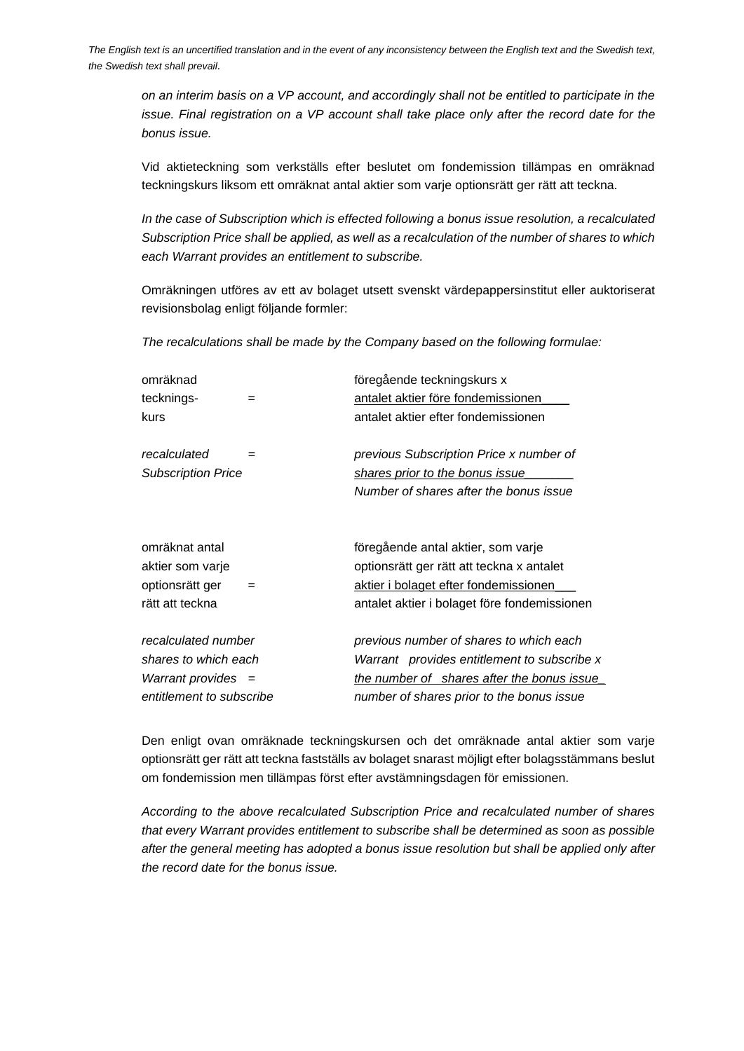*on an interim basis on a VP account, and accordingly shall not be entitled to participate in the issue. Final registration on a VP account shall take place only after the record date for the bonus issue.*

Vid aktieteckning som verkställs efter beslutet om fondemission tillämpas en omräknad teckningskurs liksom ett omräknat antal aktier som varje optionsrätt ger rätt att teckna.

*In the case of Subscription which is effected following a bonus issue resolution, a recalculated Subscription Price shall be applied, as well as a recalculation of the number of shares to which each Warrant provides an entitlement to subscribe.*

Omräkningen utförs av ett av bolaget utsett svenskt värdepappersinstitut eller auktoriserat revisionsbolag enligt följande formler:

*The recalculations shall be made by the Company based on the following formulae:*

$$\text{omräknad teckningskurs} = \frac{\text{föregående teckningskurs} \times \text{antalet aktier före fondemissionen}}{\text{antalet aktier efter fondemissionen}}$$

$$\textit{recalculated Subscription Price} = \frac{\textit{previous Subscription Price} \times \textit{number of shares prior to the bonus issue}}{\textit{Number of shares after the bonus issue}}$$

$$\text{omräknat antal aktier som varje optionsrätt ger rätt att teckna} = \frac{\text{föregående antal aktier, som varje optionsrätt ger rätt att teckna} \times \text{antalet aktier i bolaget efter fondemissionen}}{\text{antalet aktier i bolaget före fondemissionen}}$$

$$\textit{recalculated number shares to which each Warrant provides entitlement to subscribe} = \frac{\textit{previous number of shares to which each Warrant provides entitlement to subscribe} \times \textit{the number of shares after the bonus issue}}{\textit{number of shares prior to the bonus issue}}$$

Den enligt ovan omräknade teckningskursen och det omräknade antal aktier som varje optionsrätt ger rätt att teckna fastställs av bolaget snarast möjligt efter bolagsstämmans beslut om fondemission men tillämpas först efter avstämningsdagen för emissionen.

*According to the above recalculated Subscription Price and recalculated number of shares that every Warrant provides entitlement to subscribe shall be determined as soon as possible after the general meeting has adopted a bonus issue resolution but shall be applied only after the record date for the bonus issue.*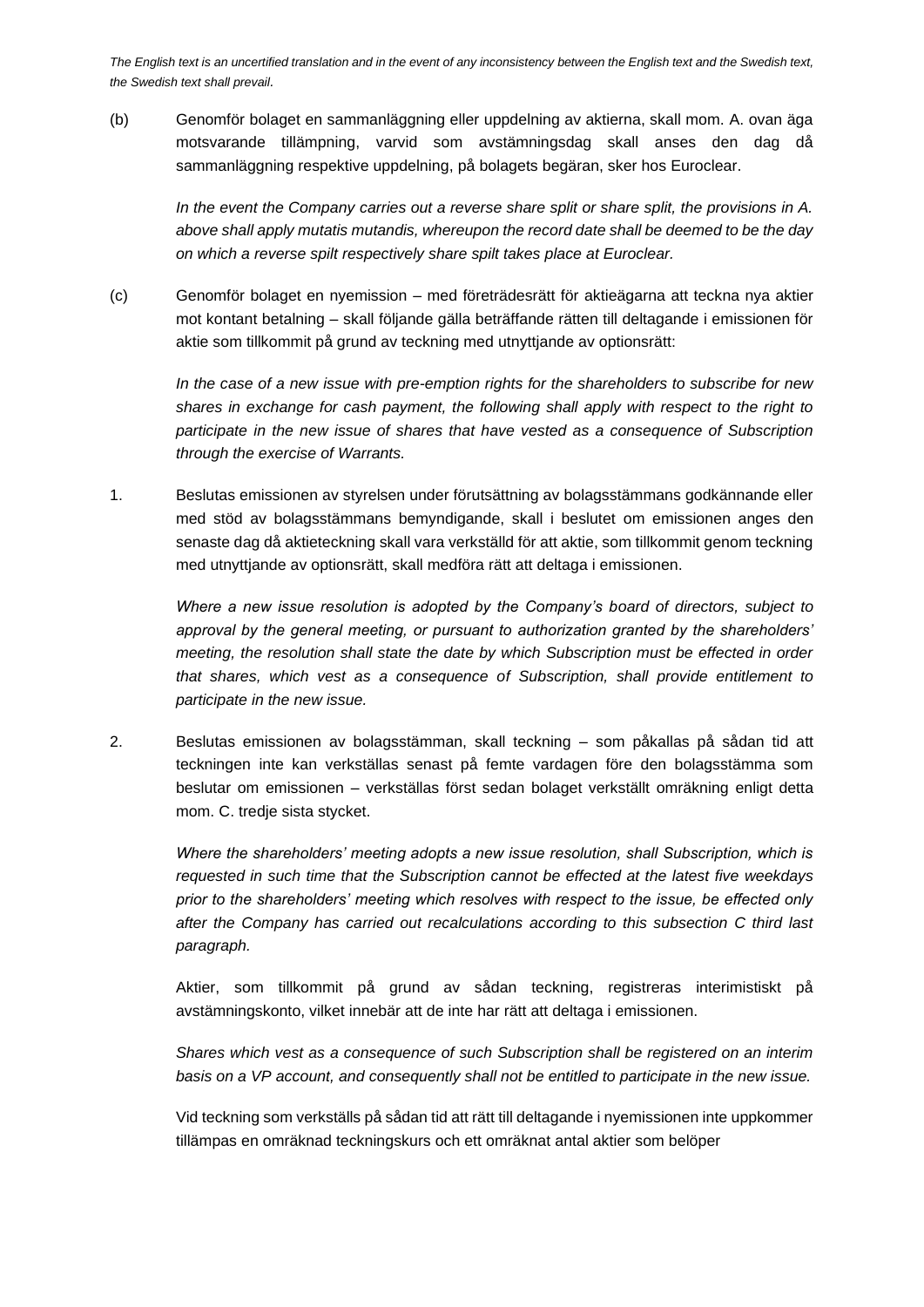*The English text is an uncertified translation and in the event of any inconsistency between the English text and the Swedish text, the Swedish text shall prevail.*

(b) Genomför bolaget en sammanläggning eller uppdelning av aktierna, skall mom. A. ovan äga motsvarande tillämpning, varvid som avstämningsdag skall anses den dag då sammanläggning respektive uppdelning, på bolagets begäran, sker hos Euroclear.

*In the event the Company carries out a reverse share split or share split, the provisions in A. above shall apply mutatis mutandis, whereupon the record date shall be deemed to be the day on which a reverse spilt respectively share spilt takes place at Euroclear.*

(c) Genomför bolaget en nyemission – med företrädesrätt för aktieägarna att teckna nya aktier mot kontant betalning – skall följande gälla beträffande rätten till deltagande i emissionen för aktie som tillkommit på grund av teckning med utnyttjande av optionsrätt:

*In the case of a new issue with pre-emption rights for the shareholders to subscribe for new shares in exchange for cash payment, the following shall apply with respect to the right to participate in the new issue of shares that have vested as a consequence of Subscription through the exercise of Warrants.*

1. Beslutas emissionen av styrelsen under förutsättning av bolagsstämmans godkännande eller med stöd av bolagsstämmans bemyndigande, skall i beslutet om emissionen anges den senaste dag då aktieteckning skall vara verkställd för att aktie, som tillkommit genom teckning med utnyttjande av optionsrätt, skall medföra rätt att deltaga i emissionen.

   *Where a new issue resolution is adopted by the Company's board of directors, subject to approval by the general meeting, or pursuant to authorization granted by the shareholders' meeting, the resolution shall state the date by which Subscription must be effected in order that shares, which vest as a consequence of Subscription, shall provide entitlement to participate in the new issue.*

2. Beslutas emissionen av bolagsstämman, skall teckning – som påkallas på sådan tid att teckningen inte kan verkställas senast på femte vardagen före den bolagsstämma som beslutar om emissionen – verkställas först sedan bolaget verkställt omräkning enligt detta mom. C. tredje sista stycket.

   *Where the shareholders' meeting adopts a new issue resolution, shall Subscription, which is requested in such time that the Subscription cannot be effected at the latest five weekdays prior to the shareholders' meeting which resolves with respect to the issue, be effected only after the Company has carried out recalculations according to this subsection C third last paragraph.*

   Aktier, som tillkommit på grund av sådan teckning, registreras interimistiskt på avstämningskonto, vilket innebär att de inte har rätt att deltaga i emissionen.

   *Shares which vest as a consequence of such Subscription shall be registered on an interim basis on a VP account, and consequently shall not be entitled to participate in the new issue.*

   Vid teckning som verkställs på sådan tid att rätt till deltagande i nyemissionen inte uppkommer tillämpas en omräknad teckningskurs och ett omräknat antal aktier som belöper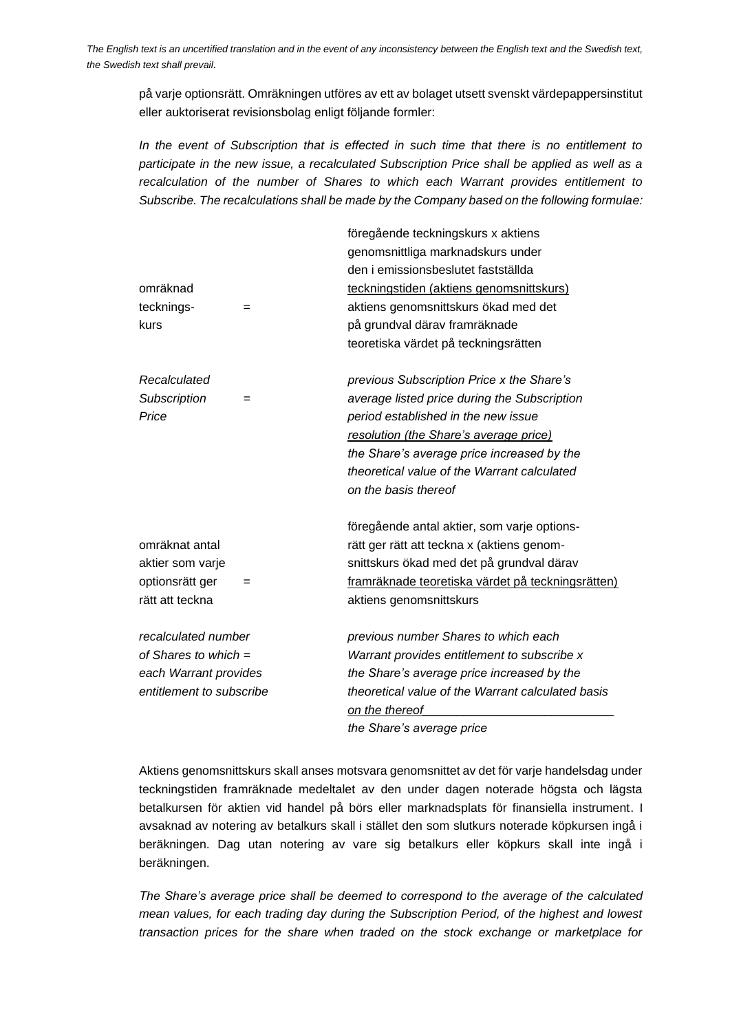*The English text is an uncertified translation and in the event of any inconsistency between the English text and the Swedish text, the Swedish text shall prevail.*

på varje optionsrätt. Omräkningen utföres av ett av bolaget utsett svenskt värdepappersinstitut eller auktoriserat revisionsbolag enligt följande formler:

*In the event of Subscription that is effected in such time that there is no entitlement to participate in the new issue, a recalculated Subscription Price shall be applied as well as a recalculation of the number of Shares to which each Warrant provides entitlement to Subscribe. The recalculations shall be made by the Company based on the following formulae:*

$$\text{omräknad teckningskurs} = \frac{\text{föregående teckningskurs x aktiens genomsnittliga marknadskurs under den i emissionsbeslutet fastställda teckningstiden (aktiens genomsnittskurs)}}{\text{aktiens genomsnittskurs ökad med det på grundval därav framräknade teoretiska värdet på teckningsrätten}}$$

$$\textit{Recalculated Subscription Price} = \frac{\textit{previous Subscription Price x the Share's average listed price during the Subscription period established in the new issue resolution (the Share's average price)}}{\textit{the Share's average price increased by the theoretical value of the Warrant calculated on the basis thereof}}$$

$$\text{omräknat antal aktier som varje optionsrätt ger rätt att teckna} = \frac{\text{föregående antal aktier, som varje optionsrätt ger rätt att teckna x (aktiens genomsnittskurs ökad med det på grundval därav framräknade teoretiska värdet på teckningsrätten)}}{\text{aktiens genomsnittskurs}}$$

$$\textit{recalculated number of Shares to which each Warrant provides entitlement to subscribe} = \frac{\textit{previous number Shares to which each Warrant provides entitlement to subscribe x the Share's average price increased by the theoretical value of the Warrant calculated basis on the thereof}}{\textit{the Share's average price}}$$

Aktiens genomsnittskurs skall anses motsvara genomsnittet av det för varje handelsdag under teckningstiden framräknade medeltalet av den under dagen noterade högsta och lägsta betalkursen för aktien vid handel på börs eller marknadsplats för finansiella instrument. I avsaknad av notering av betalkurs skall i stället den som slutkurs noterade köpkursen ingå i beräkningen. Dag utan notering av vare sig betalkurs eller köpkurs skall inte ingå i beräkningen.

*The Share's average price shall be deemed to correspond to the average of the calculated mean values, for each trading day during the Subscription Period, of the highest and lowest transaction prices for the share when traded on the stock exchange or marketplace for*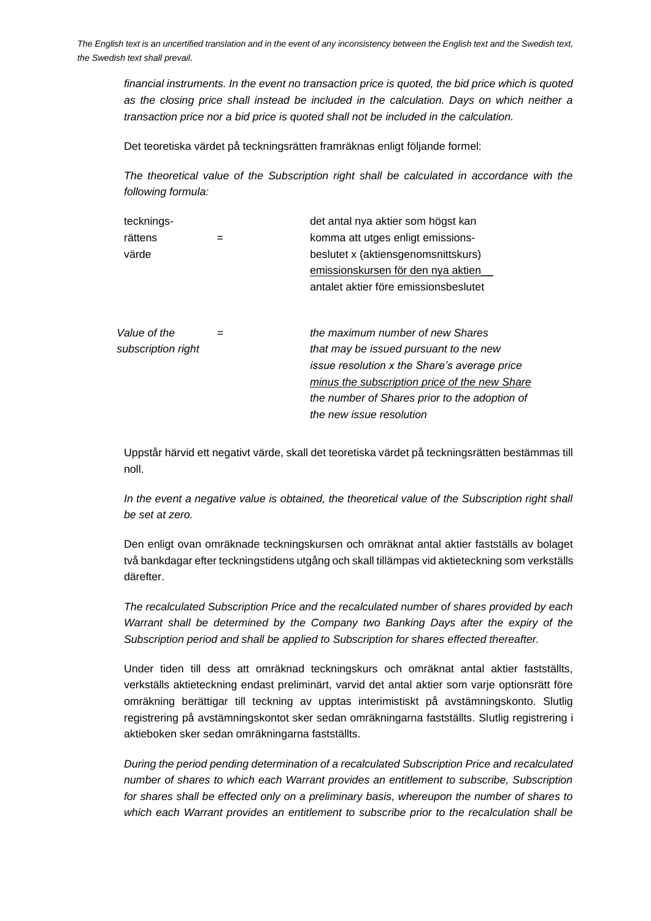*financial instruments. In the event no transaction price is quoted, the bid price which is quoted as the closing price shall instead be included in the calculation. Days on which neither a transaction price nor a bid price is quoted shall not be included in the calculation.*

Det teoretiska värdet på teckningsrätten framräknas enligt följande formel:

*The theoretical value of the Subscription right shall be calculated in accordance with the following formula:*

$$\text{teckningsrättens värde} = \frac{\text{det antal nya aktier som högst kan komma att utges enligt emissionsbeslutet x (aktiensgenomsnittskurs) – emissionskursen för den nya aktien}}{\text{antalet aktier före emissionsbeslutet}}$$

$$\textit{Value of the subscription right} = \frac{\textit{the maximum number of new Shares that may be issued pursuant to the new issue resolution x the Share's average price minus the subscription price of the new Share}}{\textit{the number of Shares prior to the adoption of the new issue resolution}}$$

Uppstår härvid ett negativt värde, skall det teoretiska värdet på teckningsrätten bestämmas till noll.

*In the event a negative value is obtained, the theoretical value of the Subscription right shall be set at zero.*

Den enligt ovan omräknade teckningskursen och omräknat antal aktier fastställs av bolaget två bankdagar efter teckningstidens utgång och skall tillämpas vid aktieteckning som verkställs därefter.

*The recalculated Subscription Price and the recalculated number of shares provided by each Warrant shall be determined by the Company two Banking Days after the expiry of the Subscription period and shall be applied to Subscription for shares effected thereafter.*

Under tiden till dess att omräknad teckningskurs och omräknat antal aktier fastställts, verkställs aktieteckning endast preliminärt, varvid det antal aktier som varje optionsrätt före omräkning berättigar till teckning av upptas interimistiskt på avstämningskonto. Slutlig registrering på avstämningskontot sker sedan omräkningarna fastställts. Slutlig registrering i aktieboken sker sedan omräkningarna fastställts.

*During the period pending determination of a recalculated Subscription Price and recalculated number of shares to which each Warrant provides an entitlement to subscribe, Subscription for shares shall be effected only on a preliminary basis, whereupon the number of shares to which each Warrant provides an entitlement to subscribe prior to the recalculation shall be*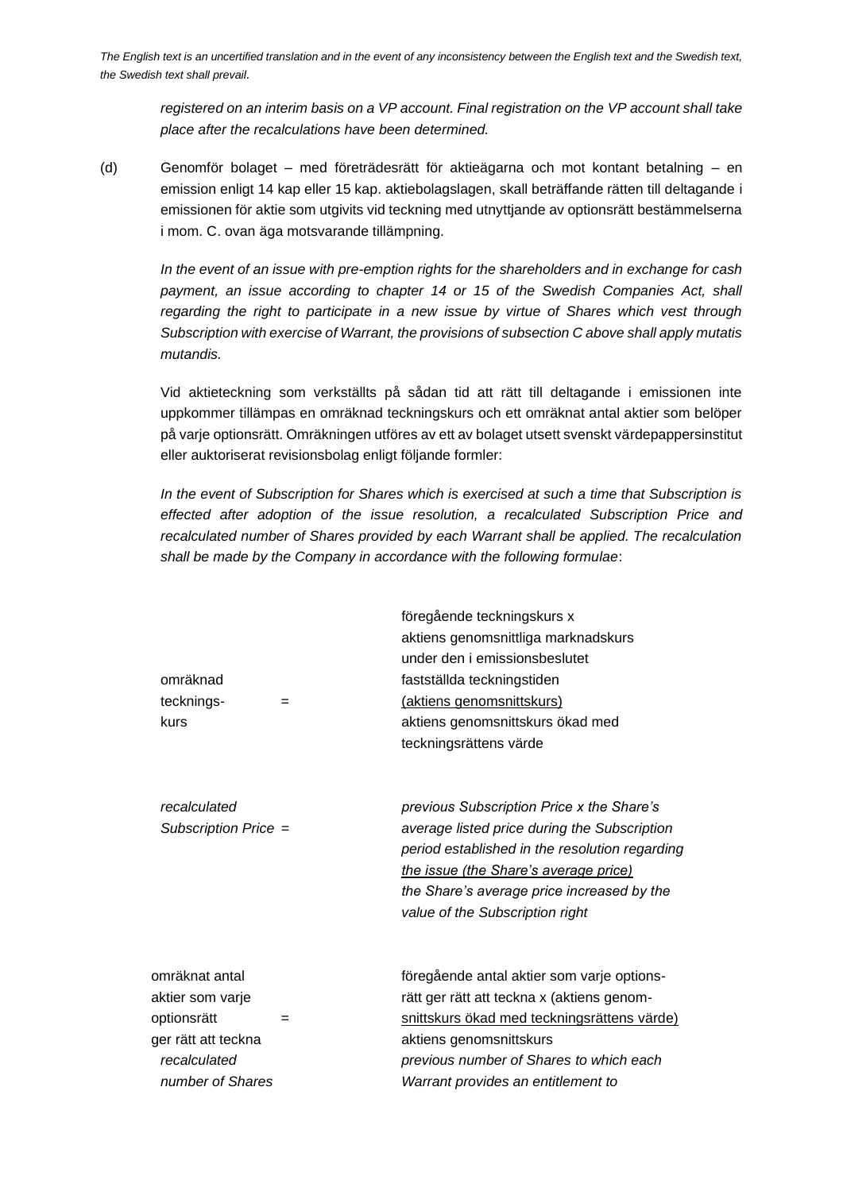*registered on an interim basis on a VP account. Final registration on the VP account shall take place after the recalculations have been determined.*

(d) Genomför bolaget – med företrädesrätt för aktieägarna och mot kontant betalning – en emission enligt 14 kap eller 15 kap. aktiebolagslagen, skall beträffande rätten till deltagande i emissionen för aktie som utgivits vid teckning med utnyttjande av optionsrätt bestämmelserna i mom. C. ovan äga motsvarande tillämpning.

*In the event of an issue with pre-emption rights for the shareholders and in exchange for cash payment, an issue according to chapter 14 or 15 of the Swedish Companies Act, shall regarding the right to participate in a new issue by virtue of Shares which vest through Subscription with exercise of Warrant, the provisions of subsection C above shall apply mutatis mutandis.*

Vid aktieteckning som verkställts på sådan tid att rätt till deltagande i emissionen inte uppkommer tillämpas en omräknad teckningskurs och ett omräknat antal aktier som belöper på varje optionsrätt. Omräkningen utföres av ett av bolaget utsett svenskt värdepappersinstitut eller auktoriserat revisionsbolag enligt följande formler:

*In the event of Subscription for Shares which is exercised at such a time that Subscription is effected after adoption of the issue resolution, a recalculated Subscription Price and recalculated number of Shares provided by each Warrant shall be applied. The recalculation shall be made by the Company in accordance with the following formulae*:

$$\text{omräknad teckningskurs} = \frac{\text{föregående teckningskurs x aktiens genomsnittliga marknadskurs under den i emissionsbeslutet fastställda teckningstiden (aktiens genomsnittskurs)}}{\text{aktiens genomsnittskurs ökad med teckningsrättens värde}}$$

$$\textit{recalculated Subscription Price} = \frac{\textit{previous Subscription Price x the Share's average listed price during the Subscription period established in the resolution regarding the issue (the Share's average price)}}{\textit{the Share's average price increased by the value of the Subscription right}}$$

$$\text{omräknat antal aktier som varje optionsrätt ger rätt att teckna} = \frac{\text{föregående antal aktier som varje optionsrätt ger rätt att teckna x (aktiens genomsnittskurs ökad med teckningsrättens värde)}}{\text{aktiens genomsnittskurs}}$$

*recalculated number of Shares* — *previous number of Shares to which each Warrant provides an entitlement to*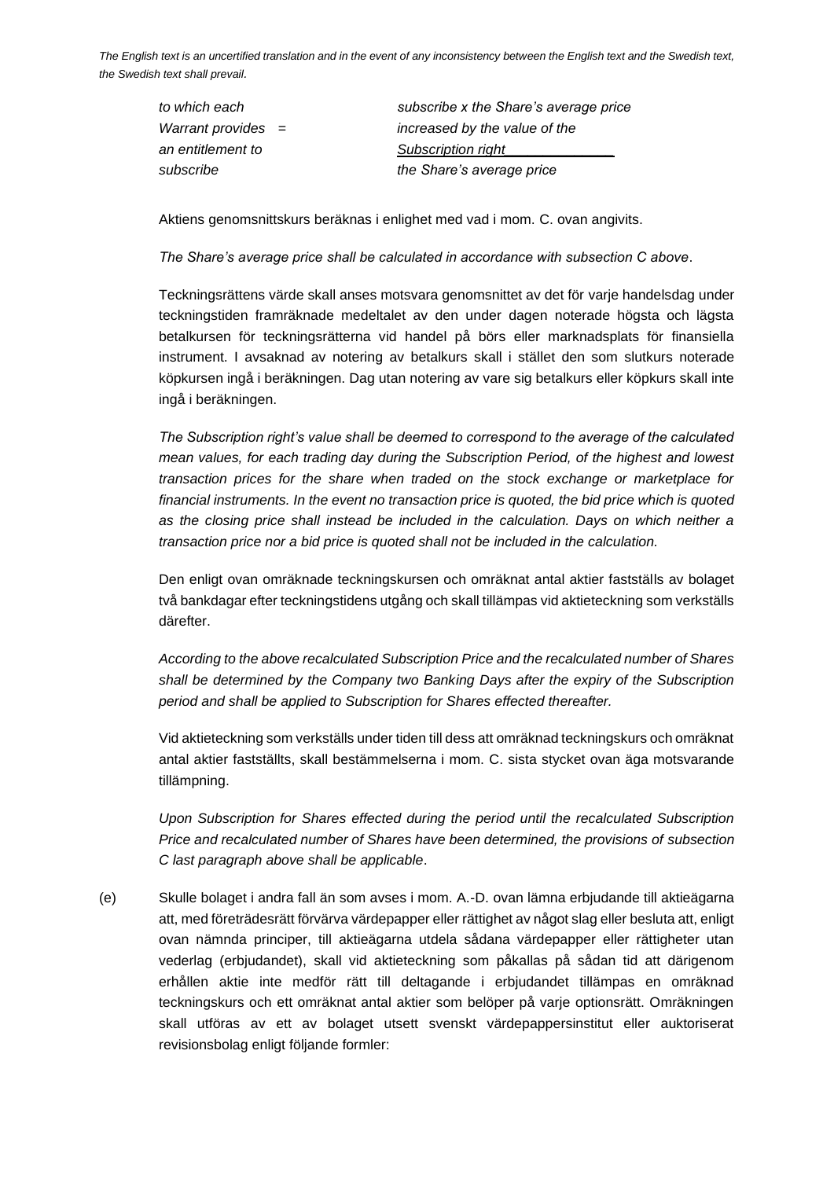*to which each Warrant provides an entitlement to subscribe* = *subscribe x the Share's average price increased by the value of the Subscription right* / *the Share's average price*

Aktiens genomsnittskurs beräknas i enlighet med vad i mom. C. ovan angivits.

*The Share's average price shall be calculated in accordance with subsection C above*.

Teckningsrättens värde skall anses motsvara genomsnittet av det för varje handelsdag under teckningstiden framräknade medeltalet av den under dagen noterade högsta och lägsta betalkursen för teckningsrätterna vid handel på börs eller marknadsplats för finansiella instrument. I avsaknad av notering av betalkurs skall i stället den som slutkurs noterade köpkursen ingå i beräkningen. Dag utan notering av vare sig betalkurs eller köpkurs skall inte ingå i beräkningen.

*The Subscription right's value shall be deemed to correspond to the average of the calculated mean values, for each trading day during the Subscription Period, of the highest and lowest transaction prices for the share when traded on the stock exchange or marketplace for financial instruments. In the event no transaction price is quoted, the bid price which is quoted as the closing price shall instead be included in the calculation. Days on which neither a transaction price nor a bid price is quoted shall not be included in the calculation.*

Den enligt ovan omräknade teckningskursen och omräknat antal aktier fastställs av bolaget två bankdagar efter teckningstidens utgång och skall tillämpas vid aktieteckning som verkställs därefter.

*According to the above recalculated Subscription Price and the recalculated number of Shares shall be determined by the Company two Banking Days after the expiry of the Subscription period and shall be applied to Subscription for Shares effected thereafter.*

Vid aktieteckning som verkställs under tiden till dess att omräknad teckningskurs och omräknat antal aktier fastställts, skall bestämmelserna i mom. C. sista stycket ovan äga motsvarande tillämpning.

*Upon Subscription for Shares effected during the period until the recalculated Subscription Price and recalculated number of Shares have been determined, the provisions of subsection C last paragraph above shall be applicable*.

(e) Skulle bolaget i andra fall än som avses i mom. A.-D. ovan lämna erbjudande till aktieägarna att, med företrädesrätt förvärva värdepapper eller rättighet av något slag eller besluta att, enligt ovan nämnda principer, till aktieägarna utdela sådana värdepapper eller rättigheter utan vederlag (erbjudandet), skall vid aktieteckning som påkallas på sådan tid att därigenom erhållen aktie inte medför rätt till deltagande i erbjudandet tillämpas en omräknad teckningskurs och ett omräknat antal aktier som belöper på varje optionsrätt. Omräkningen skall utföras av ett av bolaget utsett svenskt värdepappersinstitut eller auktoriserat revisionsbolag enligt följande formler: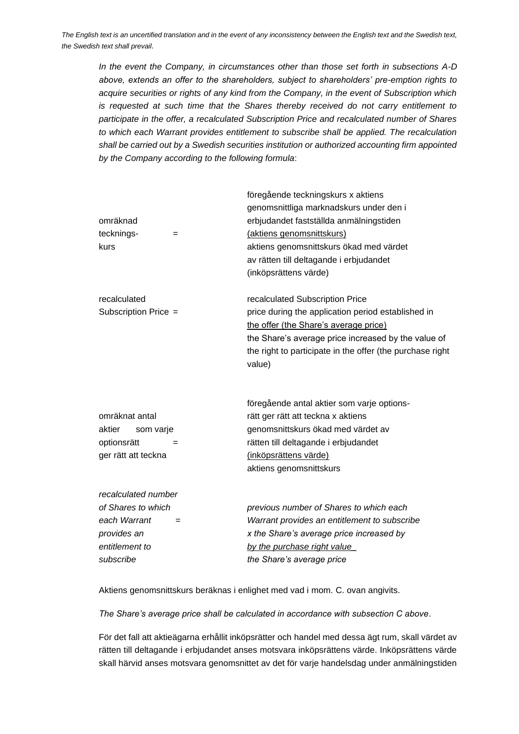*In the event the Company, in circumstances other than those set forth in subsections A-D above, extends an offer to the shareholders, subject to shareholders' pre-emption rights to acquire securities or rights of any kind from the Company, in the event of Subscription which is requested at such time that the Shares thereby received do not carry entitlement to participate in the offer, a recalculated Subscription Price and recalculated number of Shares to which each Warrant provides entitlement to subscribe shall be applied. The recalculation shall be carried out by a Swedish securities institution or authorized accounting firm appointed by the Company according to the following formula*:

$$\text{omräknad teckningskurs} = \frac{\text{föregående teckningskurs x aktiens genomsnittliga marknadskurs under den i erbjudandet fastställda anmälningstiden (aktiens genomsnittskurs)}}{\text{aktiens genomsnittskurs ökad med värdet av rätten till deltagande i erbjudandet (inköpsrättens värde)}}$$

$$\text{recalculated Subscription Price} = \frac{\text{recalculated Subscription Price price during the application period established in the offer (the Share's average price)}}{\text{the Share's average price increased by the value of the right to participate in the offer (the purchase right value)}}$$

$$\text{omräknat antal aktier som varje optionsrätt ger rätt att teckna} = \frac{\text{föregående antal aktier som varje optionsrätt ger rätt att teckna x aktiens genomsnittskurs ökad med värdet av rätten till deltagande i erbjudandet (inköpsrättens värde)}}{\text{aktiens genomsnittskurs}}$$

$$\textit{recalculated number of Shares to which each Warrant provides an entitlement to subscribe} = \frac{\textit{previous number of Shares to which each Warrant provides an entitlement to subscribe x the Share's average price increased by by the purchase right value}}{\textit{the Share's average price}}$$

Aktiens genomsnittskurs beräknas i enlighet med vad i mom. C. ovan angivits.

*The Share's average price shall be calculated in accordance with subsection C above*.

För det fall att aktieägarna erhållit inköpsrätter och handel med dessa ägt rum, skall värdet av rätten till deltagande i erbjudandet anses motsvara inköpsrättens värde. Inköpsrättens värde skall härvid anses motsvara genomsnittet av det för varje handelsdag under anmälningstiden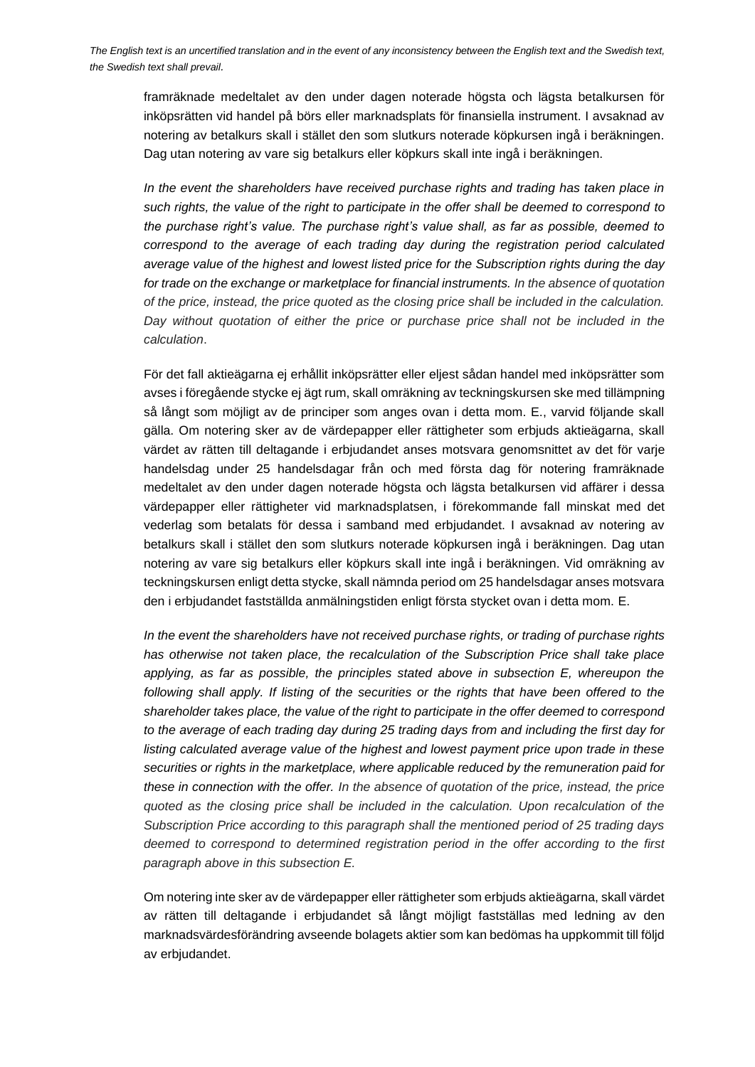framräknade medeltalet av den under dagen noterade högsta och lägsta betalkursen för inköpsrätten vid handel på börs eller marknadsplats för finansiella instrument. I avsaknad av notering av betalkurs skall i stället den som slutkurs noterade köpkursen ingå i beräkningen. Dag utan notering av vare sig betalkurs eller köpkurs skall inte ingå i beräkningen.

*In the event the shareholders have received purchase rights and trading has taken place in such rights, the value of the right to participate in the offer shall be deemed to correspond to the purchase right's value. The purchase right's value shall, as far as possible, deemed to correspond to the average of each trading day during the registration period calculated average value of the highest and lowest listed price for the Subscription rights during the day for trade on the exchange or marketplace for financial instruments. In the absence of quotation of the price, instead, the price quoted as the closing price shall be included in the calculation. Day without quotation of either the price or purchase price shall not be included in the calculation.*

För det fall aktieägarna ej erhållit inköpsrätter eller eljest sådan handel med inköpsrätter som avses i föregående stycke ej ägt rum, skall omräkning av teckningskursen ske med tillämpning så långt som möjligt av de principer som anges ovan i detta mom. E., varvid följande skall gälla. Om notering sker av de värdepapper eller rättigheter som erbjuds aktieägarna, skall värdet av rätten till deltagande i erbjudandet anses motsvara genomsnittet av det för varje handelsdag under 25 handelsdagar från och med första dag för notering framräknade medeltalet av den under dagen noterade högsta och lägsta betalkursen vid affärer i dessa värdepapper eller rättigheter vid marknadsplatsen, i förekommande fall minskat med det vederlag som betalats för dessa i samband med erbjudandet. I avsaknad av notering av betalkurs skall i stället den som slutkurs noterade köpkursen ingå i beräkningen. Dag utan notering av vare sig betalkurs eller köpkurs skall inte ingå i beräkningen. Vid omräkning av teckningskursen enligt detta stycke, skall nämnda period om 25 handelsdagar anses motsvara den i erbjudandet fastställda anmälningstiden enligt första stycket ovan i detta mom. E.

*In the event the shareholders have not received purchase rights, or trading of purchase rights has otherwise not taken place, the recalculation of the Subscription Price shall take place applying, as far as possible, the principles stated above in subsection E, whereupon the following shall apply. If listing of the securities or the rights that have been offered to the shareholder takes place, the value of the right to participate in the offer deemed to correspond to the average of each trading day during 25 trading days from and including the first day for listing calculated average value of the highest and lowest payment price upon trade in these securities or rights in the marketplace, where applicable reduced by the remuneration paid for these in connection with the offer. In the absence of quotation of the price, instead, the price quoted as the closing price shall be included in the calculation. Upon recalculation of the Subscription Price according to this paragraph shall the mentioned period of 25 trading days deemed to correspond to determined registration period in the offer according to the first paragraph above in this subsection E.*

Om notering inte sker av de värdepapper eller rättigheter som erbjuds aktieägarna, skall värdet av rätten till deltagande i erbjudandet så långt möjligt fastställas med ledning av den marknadsvärdesförändring avseende bolagets aktier som kan bedömas ha uppkommit till följd av erbjudandet.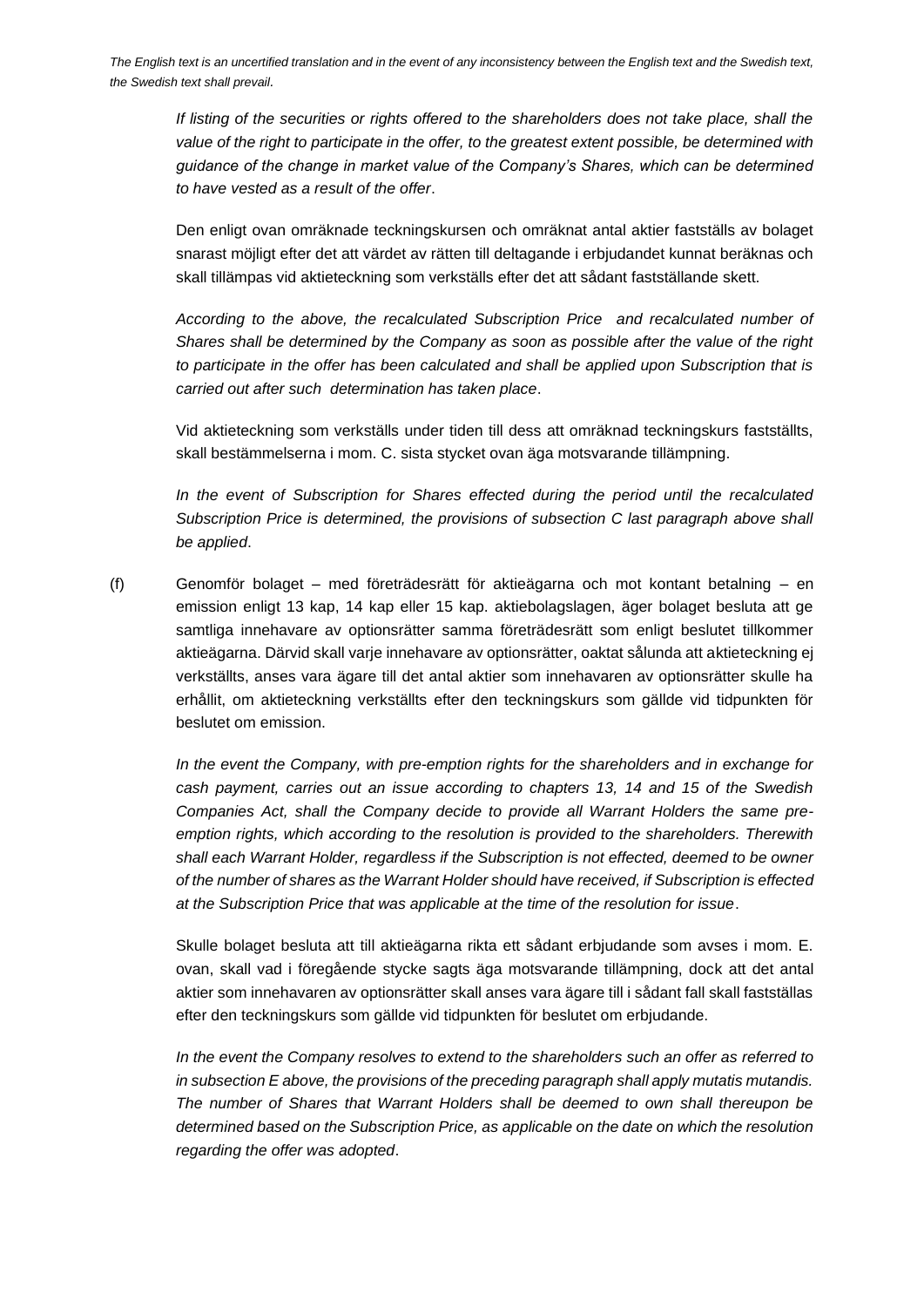*If listing of the securities or rights offered to the shareholders does not take place, shall the value of the right to participate in the offer, to the greatest extent possible, be determined with guidance of the change in market value of the Company's Shares, which can be determined to have vested as a result of the offer*.

Den enligt ovan omräknade teckningskursen och omräknat antal aktier fastställs av bolaget snarast möjligt efter det att värdet av rätten till deltagande i erbjudandet kunnat beräknas och skall tillämpas vid aktieteckning som verkställs efter det att sådant fastställande skett.

*According to the above, the recalculated Subscription Price and recalculated number of Shares shall be determined by the Company as soon as possible after the value of the right to participate in the offer has been calculated and shall be applied upon Subscription that is carried out after such determination has taken place*.

Vid aktieteckning som verkställs under tiden till dess att omräknad teckningskurs fastställts, skall bestämmelserna i mom. C. sista stycket ovan äga motsvarande tillämpning.

*In the event of Subscription for Shares effected during the period until the recalculated Subscription Price is determined, the provisions of subsection C last paragraph above shall be applied*.

(f) Genomför bolaget – med företrädesrätt för aktieägarna och mot kontant betalning – en emission enligt 13 kap, 14 kap eller 15 kap. aktiebolagslagen, äger bolaget besluta att ge samtliga innehavare av optionsrätter samma företrädesrätt som enligt beslutet tillkommer aktieägarna. Därvid skall varje innehavare av optionsrätter, oaktat sålunda att aktieteckning ej verkställts, anses vara ägare till det antal aktier som innehavaren av optionsrätter skulle ha erhållit, om aktieteckning verkställts efter den teckningskurs som gällde vid tidpunkten för beslutet om emission.

*In the event the Company, with pre-emption rights for the shareholders and in exchange for cash payment, carries out an issue according to chapters 13, 14 and 15 of the Swedish Companies Act, shall the Company decide to provide all Warrant Holders the same pre-emption rights, which according to the resolution is provided to the shareholders. Therewith shall each Warrant Holder, regardless if the Subscription is not effected, deemed to be owner of the number of shares as the Warrant Holder should have received, if Subscription is effected at the Subscription Price that was applicable at the time of the resolution for issue*.

Skulle bolaget besluta att till aktieägarna rikta ett sådant erbjudande som avses i mom. E. ovan, skall vad i föregående stycke sagts äga motsvarande tillämpning, dock att det antal aktier som innehavaren av optionsrätter skall anses vara ägare till i sådant fall skall fastställas efter den teckningskurs som gällde vid tidpunkten för beslutet om erbjudande.

*In the event the Company resolves to extend to the shareholders such an offer as referred to in subsection E above, the provisions of the preceding paragraph shall apply mutatis mutandis. The number of Shares that Warrant Holders shall be deemed to own shall thereupon be determined based on the Subscription Price, as applicable on the date on which the resolution regarding the offer was adopted*.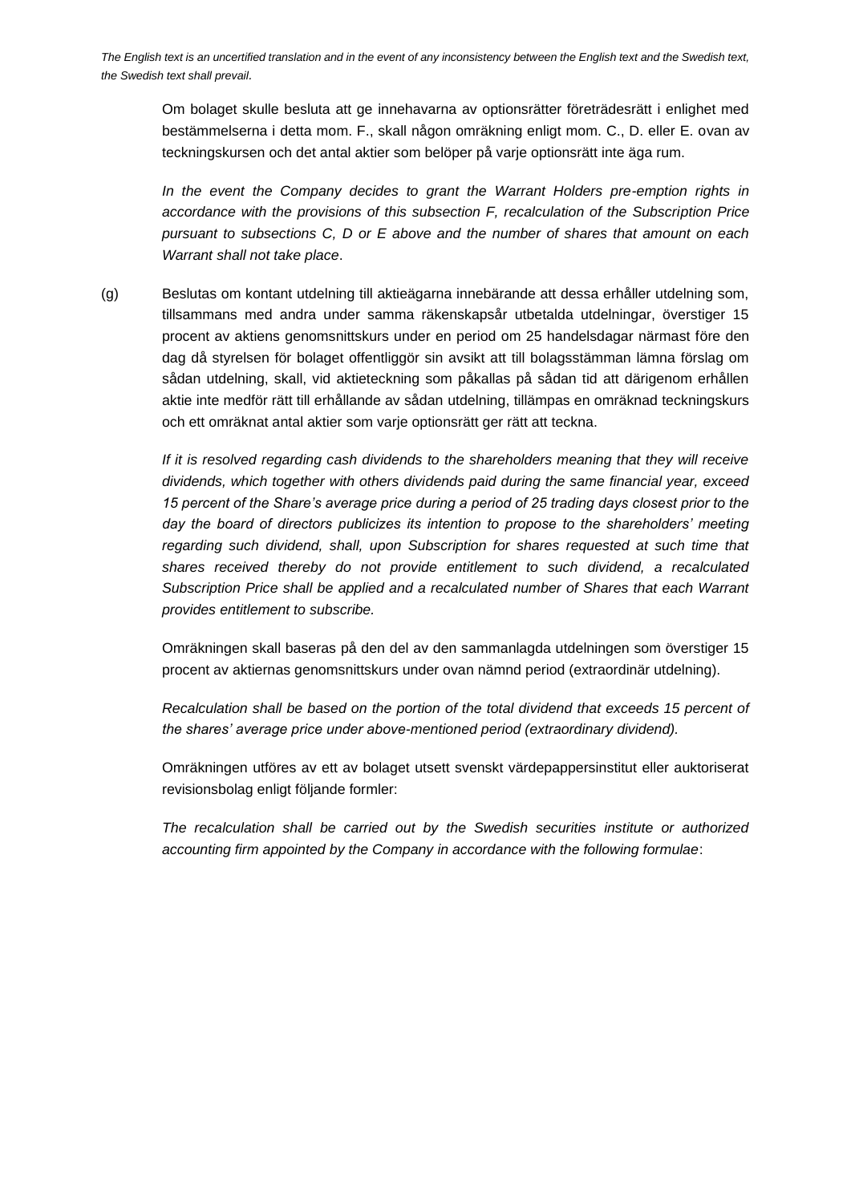Om bolaget skulle besluta att ge innehavarna av optionsrätter företrädesrätt i enlighet med bestämmelserna i detta mom. F., skall någon omräkning enligt mom. C., D. eller E. ovan av teckningskursen och det antal aktier som belöper på varje optionsrätt inte äga rum.

*In the event the Company decides to grant the Warrant Holders pre-emption rights in accordance with the provisions of this subsection F, recalculation of the Subscription Price pursuant to subsections C, D or E above and the number of shares that amount on each Warrant shall not take place*.

(g) Beslutas om kontant utdelning till aktieägarna innebärande att dessa erhåller utdelning som, tillsammans med andra under samma räkenskapsår utbetalda utdelningar, överstiger 15 procent av aktiens genomsnittskurs under en period om 25 handelsdagar närmast före den dag då styrelsen för bolaget offentliggör sin avsikt att till bolagsstämman lämna förslag om sådan utdelning, skall, vid aktieteckning som påkallas på sådan tid att därigenom erhållen aktie inte medför rätt till erhållande av sådan utdelning, tillämpas en omräknad teckningskurs och ett omräknat antal aktier som varje optionsrätt ger rätt att teckna.

*If it is resolved regarding cash dividends to the shareholders meaning that they will receive dividends, which together with others dividends paid during the same financial year, exceed 15 percent of the Share's average price during a period of 25 trading days closest prior to the day the board of directors publicizes its intention to propose to the shareholders' meeting regarding such dividend, shall, upon Subscription for shares requested at such time that shares received thereby do not provide entitlement to such dividend, a recalculated Subscription Price shall be applied and a recalculated number of Shares that each Warrant provides entitlement to subscribe.*

Omräkningen skall baseras på den del av den sammanlagda utdelningen som överstiger 15 procent av aktiernas genomsnittskurs under ovan nämnd period (extraordinär utdelning).

*Recalculation shall be based on the portion of the total dividend that exceeds 15 percent of the shares' average price under above-mentioned period (extraordinary dividend).*

Omräkningen utförs av ett av bolaget utsett svenskt värdepappersinstitut eller auktoriserat revisionsbolag enligt följande formler:

*The recalculation shall be carried out by the Swedish securities institute or authorized accounting firm appointed by the Company in accordance with the following formulae*: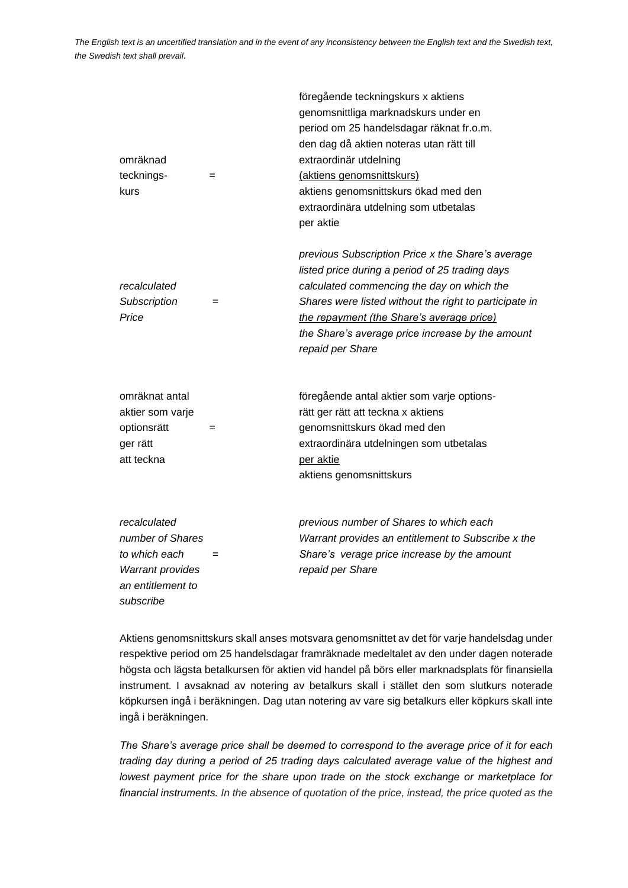$$\text{omräknad teckningskurs} = \frac{\text{föregående teckningskurs x aktiens genomsnittliga marknadskurs under en period om 25 handelsdagar räknat fr.o.m. den dag då aktien noteras utan rätt till extraordinär utdelning (aktiens genomsnittskurs)}}{\text{aktiens genomsnittskurs ökad med den extraordinära utdelning som utbetalas per aktie}}$$

*recalculated Subscription Price* = *previous Subscription Price x the Share's average listed price during a period of 25 trading days calculated commencing the day on which the Shares were listed without the right to participate in the repayment (the Share's average price)* / *the Share's average price increase by the amount repaid per Share*

$$\text{omräknat antal aktier som varje optionsrätt ger rätt att teckna} = \frac{\text{föregående antal aktier som varje optionsrätt ger rätt att teckna x aktiens genomsnittskurs ökad med den extraordinära utdelningen som utbetalas per aktie}}{\text{aktiens genomsnittskurs}}$$

*recalculated number of Shares to which each Warrant provides an entitlement to subscribe* = *previous number of Shares to which each Warrant provides an entitlement to Subscribe x the Share's verage price increase by the amount repaid per Share*

Aktiens genomsnittskurs skall anses motsvara genomsnittet av det för varje handelsdag under respektive period om 25 handelsdagar framräknade medeltalet av den under dagen noterade högsta och lägsta betalkursen för aktien vid handel på börs eller marknadsplats för finansiella instrument. I avsaknad av notering av betalkurs skall i stället den som slutkurs noterade köpkursen ingå i beräkningen. Dag utan notering av vare sig betalkurs eller köpkurs skall inte ingå i beräkningen.

*The Share's average price shall be deemed to correspond to the average price of it for each trading day during a period of 25 trading days calculated average value of the highest and lowest payment price for the share upon trade on the stock exchange or marketplace for financial instruments. In the absence of quotation of the price, instead, the price quoted as the*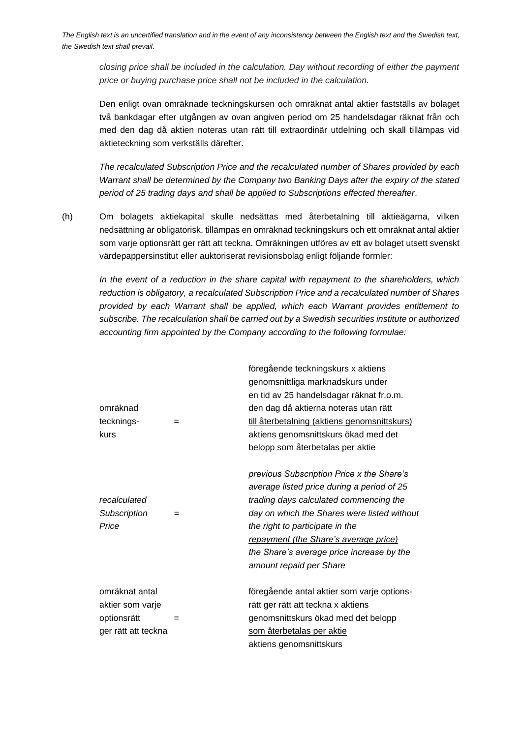*closing price shall be included in the calculation. Day without recording of either the payment price or buying purchase price shall not be included in the calculation.*

Den enligt ovan omräknade teckningskursen och omräknat antal aktier fastställs av bolaget två bankdagar efter utgången av ovan angiven period om 25 handelsdagar räknat från och med den dag då aktien noteras utan rätt till extraordinär utdelning och skall tillämpas vid aktieteckning som verkställs därefter.

*The recalculated Subscription Price and the recalculated number of Shares provided by each Warrant shall be determined by the Company two Banking Days after the expiry of the stated period of 25 trading days and shall be applied to Subscriptions effected thereafter*.

(h) Om bolagets aktiekapital skulle nedsättas med återbetalning till aktieägarna, vilken nedsättning är obligatorisk, tillämpas en omräknad teckningskurs och ett omräknat antal aktier som varje optionsrätt ger rätt att teckna. Omräkningen utförs av ett av bolaget utsett svenskt värdepappersinstitut eller auktoriserat revisionsbolag enligt följande formler:

*In the event of a reduction in the share capital with repayment to the shareholders, which reduction is obligatory, a recalculated Subscription Price and a recalculated number of Shares provided by each Warrant shall be applied, which each Warrant provides entitlement to subscribe. The recalculation shall be carried out by a Swedish securities institute or authorized accounting firm appointed by the Company according to the following formulae:*

$$\text{omräknad teckningskurs} = \frac{\text{föregående teckningskurs x aktiens genomsnittliga marknadskurs under en tid av 25 handelsdagar räknat fr.o.m. den dag då aktierna noteras utan rätt till återbetalning (aktiens genomsnittskurs)}}{\text{aktiens genomsnittskurs ökad med det belopp som återbetalas per aktie}}$$

$$\textit{recalculated Subscription Price} = \frac{\textit{previous Subscription Price x the Share's average listed price during a period of 25 trading days calculated commencing the day on which the Shares were listed without the right to participate in the repayment (the Share's average price)}}{\textit{the Share's average price increase by the amount repaid per Share}}$$

$$\text{omräknat antal aktier som varje optionsrätt ger rätt att teckna} = \frac{\text{föregående antal aktier som varje optionsrätt ger rätt att teckna x aktiens genomsnittskurs ökad med det belopp som återbetalas per aktie}}{\text{aktiens genomsnittskurs}}$$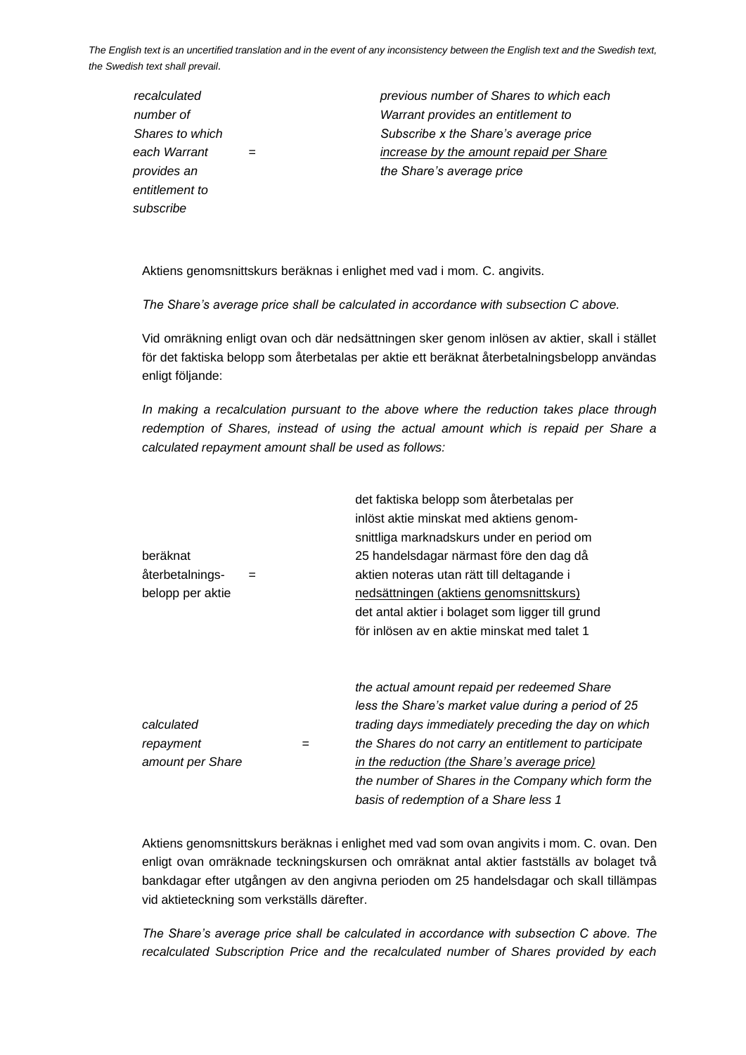*The English text is an uncertified translation and in the event of any inconsistency between the English text and the Swedish text, the Swedish text shall prevail.*

$$\textit{recalculated number of Shares to which each Warrant provides an entitlement to subscribe} = \frac{\textit{previous number of Shares to which each Warrant provides an entitlement to Subscribe} \times \textit{the Share's average price increase by the amount repaid per Share}}{\textit{the Share's average price}}$$

Aktiens genomsnittskurs beräknas i enlighet med vad i mom. C. angivits.

*The Share's average price shall be calculated in accordance with subsection C above.*

Vid omräkning enligt ovan och där nedsättningen sker genom inlösen av aktier, skall i stället för det faktiska belopp som återbetalas per aktie ett beräknat återbetalningsbelopp användas enligt följande:

*In making a recalculation pursuant to the above where the reduction takes place through redemption of Shares, instead of using the actual amount which is repaid per Share a calculated repayment amount shall be used as follows:*

$$\text{beräknat återbetalningsbelopp per aktie} = \frac{\text{det faktiska belopp som återbetalas per inlöst aktie minskat med aktiens genomsnittliga marknadskurs under en period om 25 handelsdagar närmast före den dag då aktien noteras utan rätt till deltagande i nedsättningen (aktiens genomsnittskurs)}}{\text{det antal aktier i bolaget som ligger till grund för inlösen av en aktie minskat med talet 1}}$$

$$\textit{calculated repayment amount per Share} = \frac{\textit{the actual amount repaid per redeemed Share less the Share's market value during a period of 25 trading days immediately preceding the day on which the Shares do not carry an entitlement to participate in the reduction (the Share's average price)}}{\textit{the number of Shares in the Company which form the basis of redemption of a Share less 1}}$$

Aktiens genomsnittskurs beräknas i enlighet med vad som ovan angivits i mom. C. ovan. Den enligt ovan omräknade teckningskursen och omräknat antal aktier fastställs av bolaget två bankdagar efter utgången av den angivna perioden om 25 handelsdagar och skall tillämpas vid aktieteckning som verkställs därefter.

*The Share's average price shall be calculated in accordance with subsection C above. The recalculated Subscription Price and the recalculated number of Shares provided by each*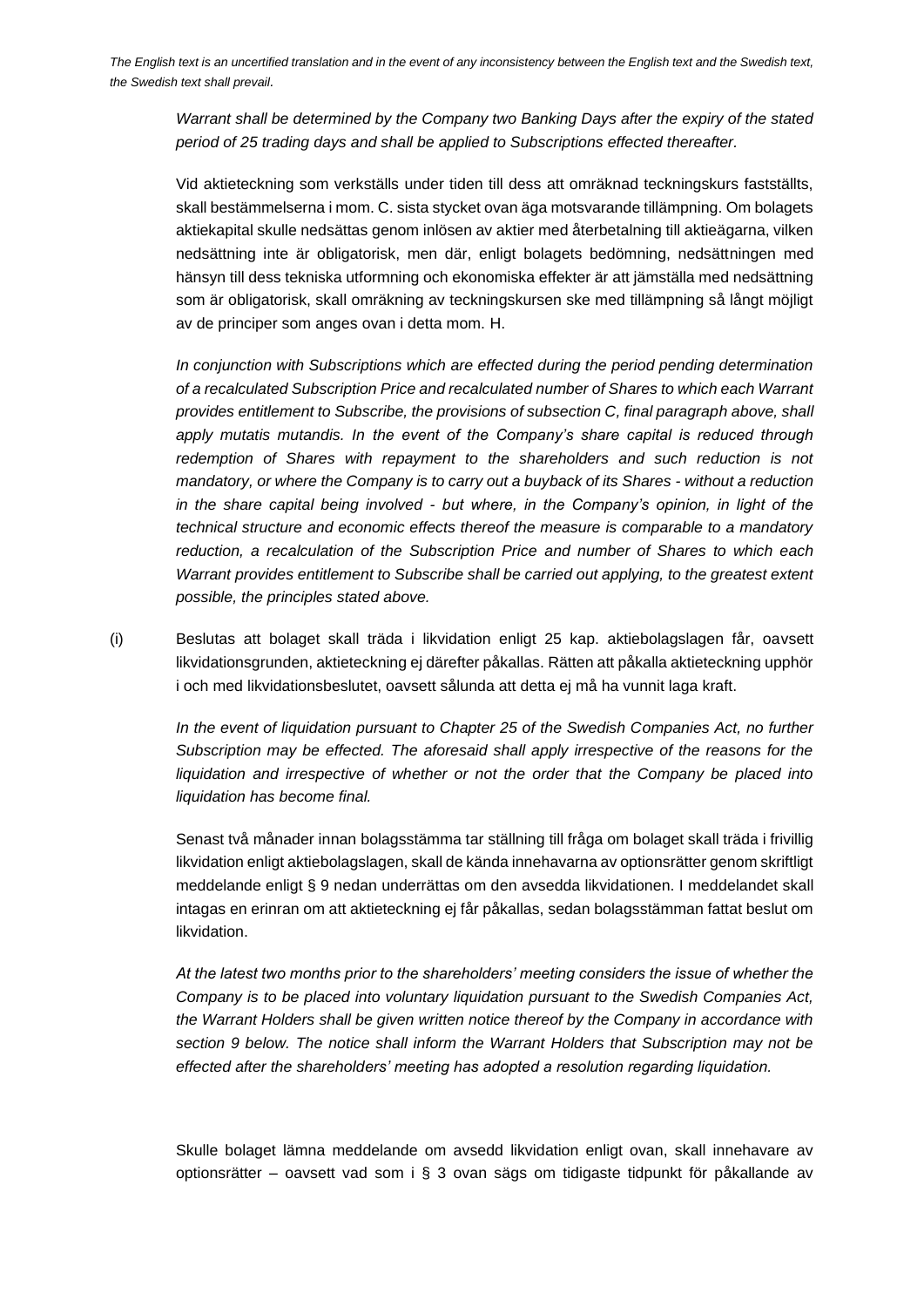*Warrant shall be determined by the Company two Banking Days after the expiry of the stated period of 25 trading days and shall be applied to Subscriptions effected thereafter.*

Vid aktieteckning som verkställs under tiden till dess att omräknad teckningskurs fastställts, skall bestämmelserna i mom. C. sista stycket ovan äga motsvarande tillämpning. Om bolagets aktiekapital skulle nedsättas genom inlösen av aktier med återbetalning till aktieägarna, vilken nedsättning inte är obligatorisk, men där, enligt bolagets bedömning, nedsättningen med hänsyn till dess tekniska utformning och ekonomiska effekter är att jämställa med nedsättning som är obligatorisk, skall omräkning av teckningskursen ske med tillämpning så långt möjligt av de principer som anges ovan i detta mom. H.

*In conjunction with Subscriptions which are effected during the period pending determination of a recalculated Subscription Price and recalculated number of Shares to which each Warrant provides entitlement to Subscribe, the provisions of subsection C, final paragraph above, shall apply mutatis mutandis. In the event of the Company's share capital is reduced through redemption of Shares with repayment to the shareholders and such reduction is not mandatory, or where the Company is to carry out a buyback of its Shares - without a reduction in the share capital being involved - but where, in the Company's opinion, in light of the technical structure and economic effects thereof the measure is comparable to a mandatory reduction, a recalculation of the Subscription Price and number of Shares to which each Warrant provides entitlement to Subscribe shall be carried out applying, to the greatest extent possible, the principles stated above.*

(i) Beslutas att bolaget skall träda i likvidation enligt 25 kap. aktiebolagslagen får, oavsett likvidationsgrunden, aktieteckning ej därefter påkallas. Rätten att påkalla aktieteckning upphör i och med likvidationsbeslutet, oavsett sålunda att detta ej må ha vunnit laga kraft.

*In the event of liquidation pursuant to Chapter 25 of the Swedish Companies Act, no further Subscription may be effected. The aforesaid shall apply irrespective of the reasons for the liquidation and irrespective of whether or not the order that the Company be placed into liquidation has become final.*

Senast två månader innan bolagsstämma tar ställning till fråga om bolaget skall träda i frivillig likvidation enligt aktiebolagslagen, skall de kända innehavarna av optionsrätter genom skriftligt meddelande enligt § 9 nedan underrättas om den avsedda likvidationen. I meddelandet skall intagas en erinran om att aktieteckning ej får påkallas, sedan bolagsstämman fattat beslut om likvidation.

*At the latest two months prior to the shareholders' meeting considers the issue of whether the Company is to be placed into voluntary liquidation pursuant to the Swedish Companies Act, the Warrant Holders shall be given written notice thereof by the Company in accordance with section 9 below. The notice shall inform the Warrant Holders that Subscription may not be effected after the shareholders' meeting has adopted a resolution regarding liquidation.*

Skulle bolaget lämna meddelande om avsedd likvidation enligt ovan, skall innehavare av optionsrätter – oavsett vad som i § 3 ovan sägs om tidigaste tidpunkt för påkallande av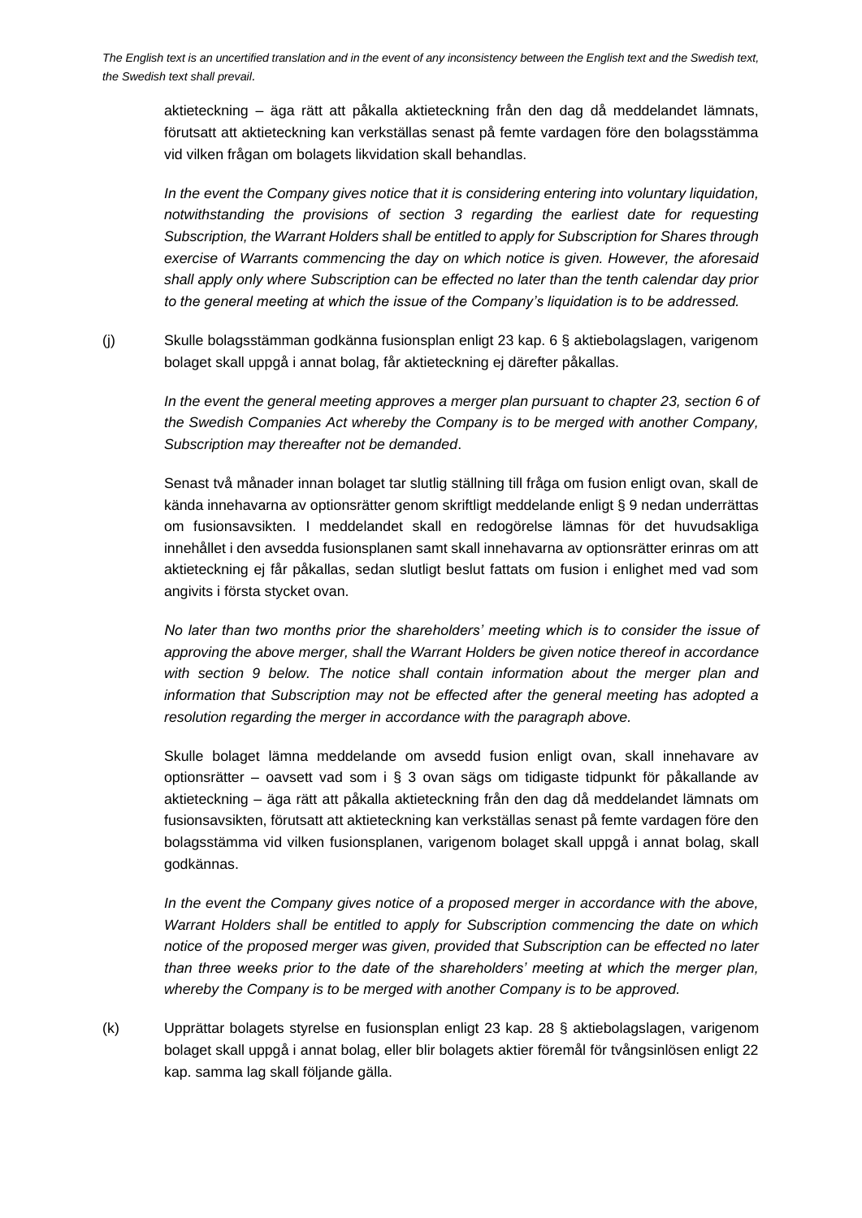aktieteckning – äga rätt att påkalla aktieteckning från den dag då meddelandet lämnats, förutsatt att aktieteckning kan verkställas senast på femte vardagen före den bolagsstämma vid vilken frågan om bolagets likvidation skall behandlas.

*In the event the Company gives notice that it is considering entering into voluntary liquidation, notwithstanding the provisions of section 3 regarding the earliest date for requesting Subscription, the Warrant Holders shall be entitled to apply for Subscription for Shares through exercise of Warrants commencing the day on which notice is given. However, the aforesaid shall apply only where Subscription can be effected no later than the tenth calendar day prior to the general meeting at which the issue of the Company's liquidation is to be addressed.*

(j) Skulle bolagsstämman godkänna fusionsplan enligt 23 kap. 6 § aktiebolagslagen, varigenom bolaget skall uppgå i annat bolag, får aktieteckning ej därefter påkallas.

*In the event the general meeting approves a merger plan pursuant to chapter 23, section 6 of the Swedish Companies Act whereby the Company is to be merged with another Company, Subscription may thereafter not be demanded.*

Senast två månader innan bolaget tar slutlig ställning till fråga om fusion enligt ovan, skall de kända innehavarna av optionsrätter genom skriftligt meddelande enligt § 9 nedan underrättas om fusionsavsikten. I meddelandet skall en redogörelse lämnas för det huvudsakliga innehållet i den avsedda fusionsplanen samt skall innehavarna av optionsrätter erinras om att aktieteckning ej får påkallas, sedan slutligt beslut fattats om fusion i enlighet med vad som angivits i första stycket ovan.

*No later than two months prior the shareholders' meeting which is to consider the issue of approving the above merger, shall the Warrant Holders be given notice thereof in accordance with section 9 below. The notice shall contain information about the merger plan and information that Subscription may not be effected after the general meeting has adopted a resolution regarding the merger in accordance with the paragraph above.*

Skulle bolaget lämna meddelande om avsedd fusion enligt ovan, skall innehavare av optionsrätter – oavsett vad som i § 3 ovan sägs om tidigaste tidpunkt för påkallande av aktieteckning – äga rätt att påkalla aktieteckning från den dag då meddelandet lämnats om fusionsavsikten, förutsatt att aktieteckning kan verkställas senast på femte vardagen före den bolagsstämma vid vilken fusionsplanen, varigenom bolaget skall uppgå i annat bolag, skall godkännas.

*In the event the Company gives notice of a proposed merger in accordance with the above, Warrant Holders shall be entitled to apply for Subscription commencing the date on which notice of the proposed merger was given, provided that Subscription can be effected no later than three weeks prior to the date of the shareholders' meeting at which the merger plan, whereby the Company is to be merged with another Company is to be approved.*

(k) Upprättar bolagets styrelse en fusionsplan enligt 23 kap. 28 § aktiebolagslagen, varigenom bolaget skall uppgå i annat bolag, eller blir bolagets aktier föremål för tvångsinlösen enligt 22 kap. samma lag skall följande gälla.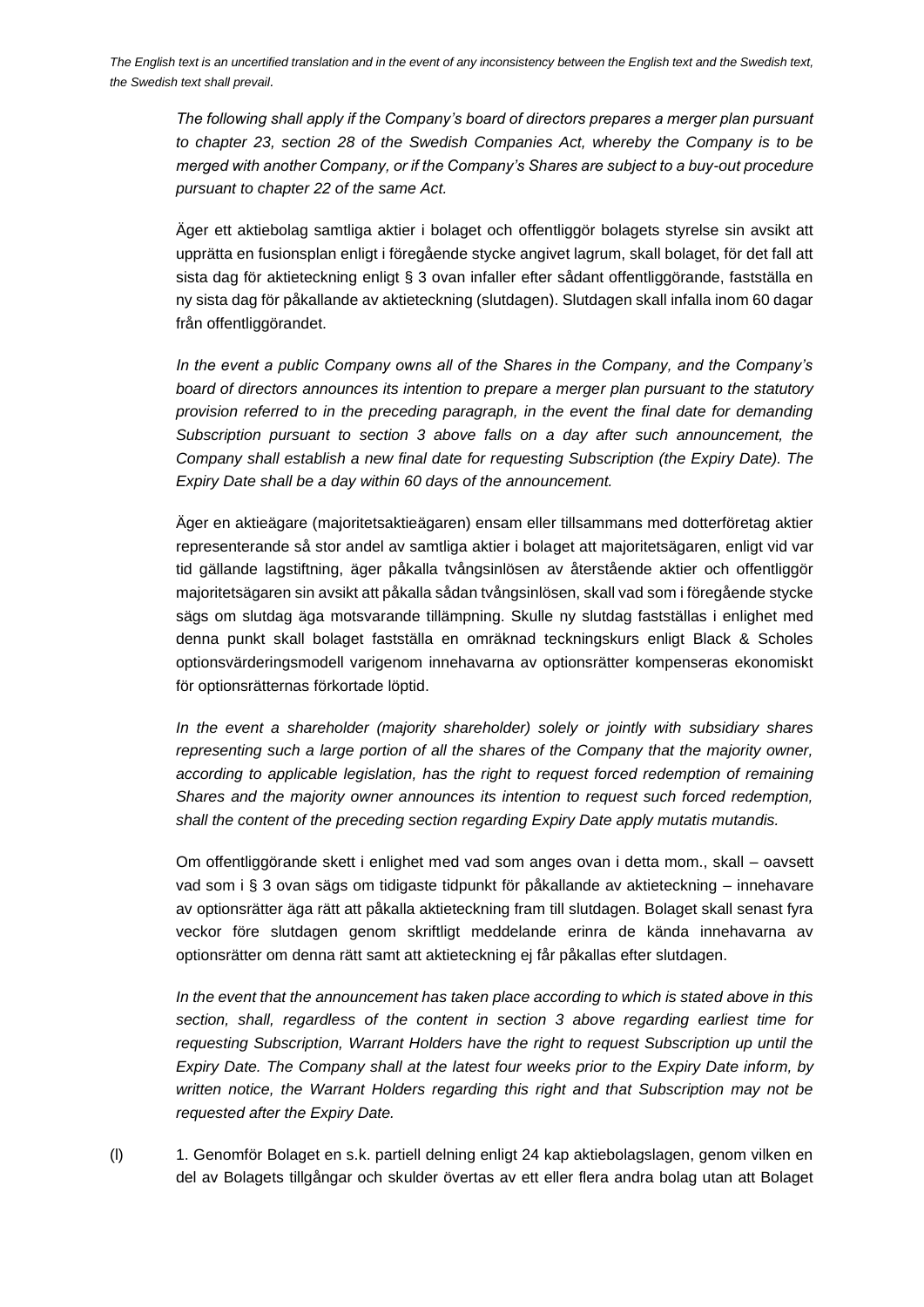*The English text is an uncertified translation and in the event of any inconsistency between the English text and the Swedish text, the Swedish text shall prevail.*

*The following shall apply if the Company's board of directors prepares a merger plan pursuant to chapter 23, section 28 of the Swedish Companies Act, whereby the Company is to be merged with another Company, or if the Company's Shares are subject to a buy-out procedure pursuant to chapter 22 of the same Act.*

Äger ett aktiebolag samtliga aktier i bolaget och offentliggör bolagets styrelse sin avsikt att upprätta en fusionsplan enligt i föregående stycke angivet lagrum, skall bolaget, för det fall att sista dag för aktieteckning enligt § 3 ovan infaller efter sådant offentliggörande, fastställa en ny sista dag för påkallande av aktieteckning (slutdagen). Slutdagen skall infalla inom 60 dagar från offentliggörandet.

*In the event a public Company owns all of the Shares in the Company, and the Company's board of directors announces its intention to prepare a merger plan pursuant to the statutory provision referred to in the preceding paragraph, in the event the final date for demanding Subscription pursuant to section 3 above falls on a day after such announcement, the Company shall establish a new final date for requesting Subscription (the Expiry Date). The Expiry Date shall be a day within 60 days of the announcement.*

Äger en aktieägare (majoritetsaktieägaren) ensam eller tillsammans med dotterföretag aktier representerande så stor andel av samtliga aktier i bolaget att majoritetsägaren, enligt vid var tid gällande lagstiftning, äger påkalla tvångsinlösen av återstående aktier och offentliggör majoritetsägaren sin avsikt att påkalla sådan tvångsinlösen, skall vad som i föregående stycke sägs om slutdag äga motsvarande tillämpning. Skulle ny slutdag fastställas i enlighet med denna punkt skall bolaget fastställa en omräknad teckningskurs enligt Black & Scholes optionsvärderingsmodell varigenom innehavarna av optionsrätter kompenseras ekonomiskt för optionsrätternas förkortade löptid.

*In the event a shareholder (majority shareholder) solely or jointly with subsidiary shares representing such a large portion of all the shares of the Company that the majority owner, according to applicable legislation, has the right to request forced redemption of remaining Shares and the majority owner announces its intention to request such forced redemption, shall the content of the preceding section regarding Expiry Date apply mutatis mutandis.*

Om offentliggörande skett i enlighet med vad som anges ovan i detta mom., skall – oavsett vad som i § 3 ovan sägs om tidigaste tidpunkt för påkallande av aktieteckning – innehavare av optionsrätter äga rätt att påkalla aktieteckning fram till slutdagen. Bolaget skall senast fyra veckor före slutdagen genom skriftligt meddelande erinra de kända innehavarna av optionsrätter om denna rätt samt att aktieteckning ej får påkallas efter slutdagen.

*In the event that the announcement has taken place according to which is stated above in this section, shall, regardless of the content in section 3 above regarding earliest time for requesting Subscription, Warrant Holders have the right to request Subscription up until the Expiry Date. The Company shall at the latest four weeks prior to the Expiry Date inform, by written notice, the Warrant Holders regarding this right and that Subscription may not be requested after the Expiry Date.*

(l) 1. Genomför Bolaget en s.k. partiell delning enligt 24 kap aktiebolagslagen, genom vilken en del av Bolagets tillgångar och skulder övertas av ett eller flera andra bolag utan att Bolaget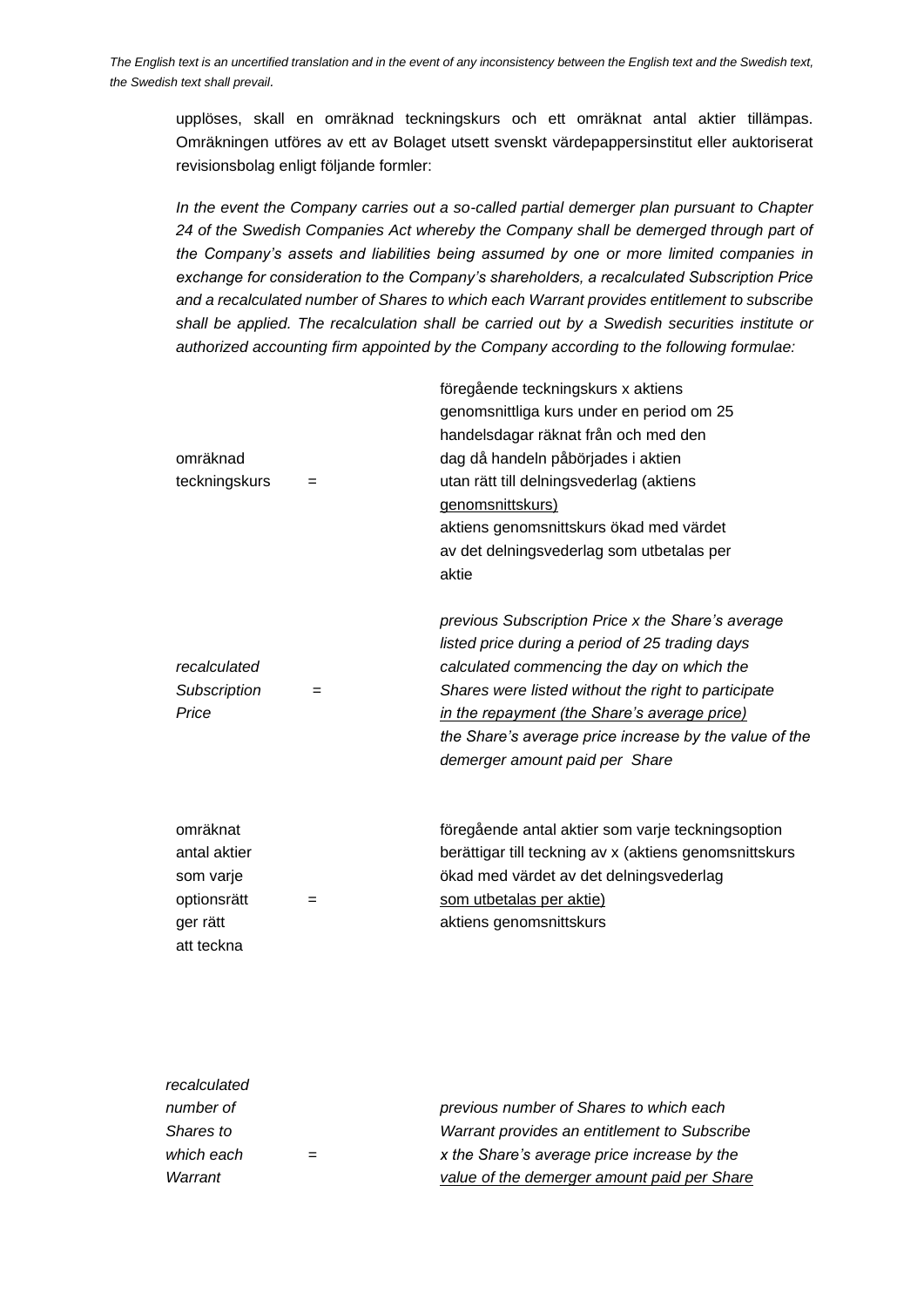upplöses, skall en omräknad teckningskurs och ett omräknat antal aktier tillämpas. Omräkningen utföres av ett av Bolaget utsett svenskt värdepappersinstitut eller auktoriserat revisionsbolag enligt följande formler:

*In the event the Company carries out a so-called partial demerger plan pursuant to Chapter 24 of the Swedish Companies Act whereby the Company shall be demerged through part of the Company's assets and liabilities being assumed by one or more limited companies in exchange for consideration to the Company's shareholders, a recalculated Subscription Price and a recalculated number of Shares to which each Warrant provides entitlement to subscribe shall be applied. The recalculation shall be carried out by a Swedish securities institute or authorized accounting firm appointed by the Company according to the following formulae:*

$$\text{omräknad teckningskurs} = \frac{\text{föregående teckningskurs x aktiens genomsnittliga kurs under en period om 25 handelsdagar räknat från och med den dag då handeln påbörjades i aktien utan rätt till delningsvederlag (aktiens genomsnittskurs)}}{\text{aktiens genomsnittskurs ökad med värdet av det delningsvederlag som utbetalas per aktie}}$$

$$\textit{recalculated Subscription Price} = \frac{\textit{previous Subscription Price x the Share's average listed price during a period of 25 trading days calculated commencing the day on which the Shares were listed without the right to participate in the repayment (the Share's average price)}}{\textit{the Share's average price increase by the value of the demerger amount paid per Share}}$$

$$\text{omräknat antal aktier som varje optionsrätt ger rätt att teckna} = \frac{\text{föregående antal aktier som varje teckningsoption berättigar till teckning av x (aktiens genomsnittskurs ökad med värdet av det delningsvederlag som utbetalas per aktie)}}{\text{aktiens genomsnittskurs}}$$

$$\textit{recalculated number of Shares to which each Warrant} = \frac{\textit{previous number of Shares to which each Warrant provides an entitlement to Subscribe x the Share's average price increase by the value of the demerger amount paid per Share}}{}$$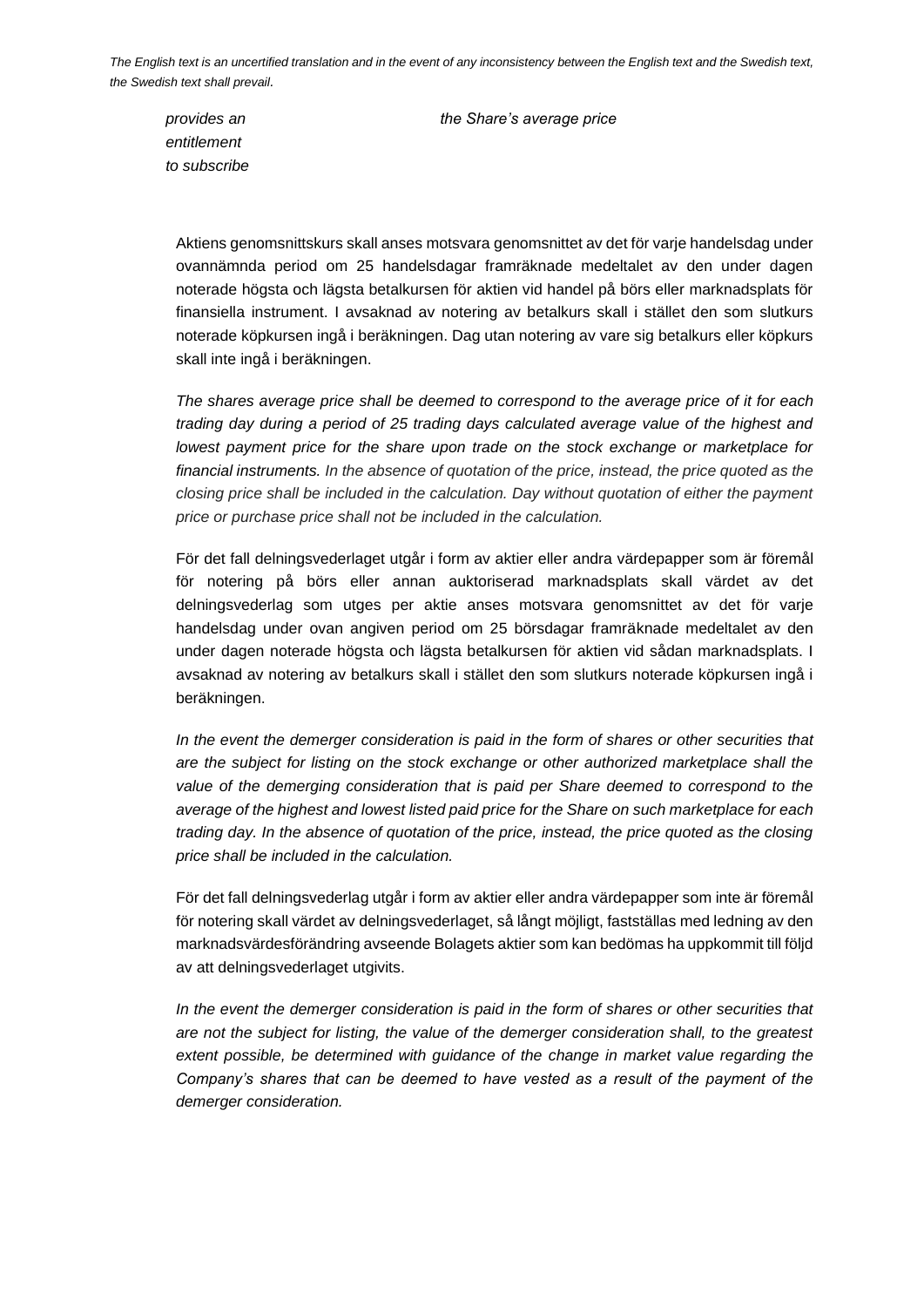*The English text is an uncertified translation and in the event of any inconsistency between the English text and the Swedish text, the Swedish text shall prevail.*

| | |
|---|---|
| *provides an entitlement to subscribe* | *the Share's average price* |

Aktiens genomsnittskurs skall anses motsvara genomsnittet av det för varje handelsdag under ovannämnda period om 25 handelsdagar framräknade medeltalet av den under dagen noterade högsta och lägsta betalkursen för aktien vid handel på börs eller marknadsplats för finansiella instrument. I avsaknad av notering av betalkurs skall i stället den som slutkurs noterade köpkursen ingå i beräkningen. Dag utan notering av vare sig betalkurs eller köpkurs skall inte ingå i beräkningen.

*The shares average price shall be deemed to correspond to the average price of it for each trading day during a period of 25 trading days calculated average value of the highest and lowest payment price for the share upon trade on the stock exchange or marketplace for financial instruments. In the absence of quotation of the price, instead, the price quoted as the closing price shall be included in the calculation. Day without quotation of either the payment price or purchase price shall not be included in the calculation.*

För det fall delningsvederlaget utgår i form av aktier eller andra värdepapper som är föremål för notering på börs eller annan auktoriserad marknadsplats skall värdet av det delningsvederlag som utges per aktie anses motsvara genomsnittet av det för varje handelsdag under ovan angiven period om 25 börsdagar framräknade medeltalet av den under dagen noterade högsta och lägsta betalkursen för aktien vid sådan marknadsplats. I avsaknad av notering av betalkurs skall i stället den som slutkurs noterade köpkursen ingå i beräkningen.

*In the event the demerger consideration is paid in the form of shares or other securities that are the subject for listing on the stock exchange or other authorized marketplace shall the value of the demerging consideration that is paid per Share deemed to correspond to the average of the highest and lowest listed paid price for the Share on such marketplace for each trading day. In the absence of quotation of the price, instead, the price quoted as the closing price shall be included in the calculation.*

För det fall delningsvederlag utgår i form av aktier eller andra värdepapper som inte är föremål för notering skall värdet av delningsvederlaget, så långt möjligt, fastställas med ledning av den marknadsvärdesförändring avseende Bolagets aktier som kan bedömas ha uppkommit till följd av att delningsvederlaget utgivits.

*In the event the demerger consideration is paid in the form of shares or other securities that are not the subject for listing, the value of the demerger consideration shall, to the greatest extent possible, be determined with guidance of the change in market value regarding the Company's shares that can be deemed to have vested as a result of the payment of the demerger consideration.*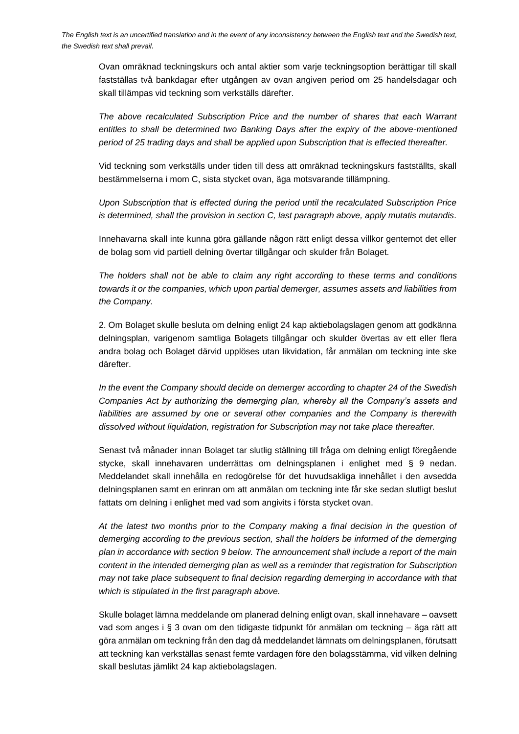Ovan omräknad teckningskurs och antal aktier som varje teckningsoption berättigar till skall fastställas två bankdagar efter utgången av ovan angiven period om 25 handelsdagar och skall tillämpas vid teckning som verkställs därefter.

*The above recalculated Subscription Price and the number of shares that each Warrant entitles to shall be determined two Banking Days after the expiry of the above-mentioned period of 25 trading days and shall be applied upon Subscription that is effected thereafter.*

Vid teckning som verkställs under tiden till dess att omräknad teckningskurs fastställts, skall bestämmelserna i mom C, sista stycket ovan, äga motsvarande tillämpning.

*Upon Subscription that is effected during the period until the recalculated Subscription Price is determined, shall the provision in section C, last paragraph above, apply mutatis mutandis.*

Innehavarna skall inte kunna göra gällande någon rätt enligt dessa villkor gentemot det eller de bolag som vid partiell delning övertar tillgångar och skulder från Bolaget.

*The holders shall not be able to claim any right according to these terms and conditions towards it or the companies, which upon partial demerger, assumes assets and liabilities from the Company.*

2. Om Bolaget skulle besluta om delning enligt 24 kap aktiebolagslagen genom att godkänna delningsplan, varigenom samtliga Bolagets tillgångar och skulder övertas av ett eller flera andra bolag och Bolaget därvid upplöses utan likvidation, får anmälan om teckning inte ske därefter.

*In the event the Company should decide on demerger according to chapter 24 of the Swedish Companies Act by authorizing the demerging plan, whereby all the Company's assets and liabilities are assumed by one or several other companies and the Company is therewith dissolved without liquidation, registration for Subscription may not take place thereafter.*

Senast två månader innan Bolaget tar slutlig ställning till fråga om delning enligt föregående stycke, skall innehavaren underrättas om delningsplanen i enlighet med § 9 nedan. Meddelandet skall innehålla en redogörelse för det huvudsakliga innehållet i den avsedda delningsplanen samt en erinran om att anmälan om teckning inte får ske sedan slutligt beslut fattats om delning i enlighet med vad som angivits i första stycket ovan.

*At the latest two months prior to the Company making a final decision in the question of demerging according to the previous section, shall the holders be informed of the demerging plan in accordance with section 9 below. The announcement shall include a report of the main content in the intended demerging plan as well as a reminder that registration for Subscription may not take place subsequent to final decision regarding demerging in accordance with that which is stipulated in the first paragraph above.*

Skulle bolaget lämna meddelande om planerad delning enligt ovan, skall innehavare – oavsett vad som anges i § 3 ovan om den tidigaste tidpunkt för anmälan om teckning – äga rätt att göra anmälan om teckning från den dag då meddelandet lämnats om delningsplanen, förutsatt att teckning kan verkställas senast femte vardagen före den bolagsstämma, vid vilken delning skall beslutas jämlikt 24 kap aktiebolagslagen.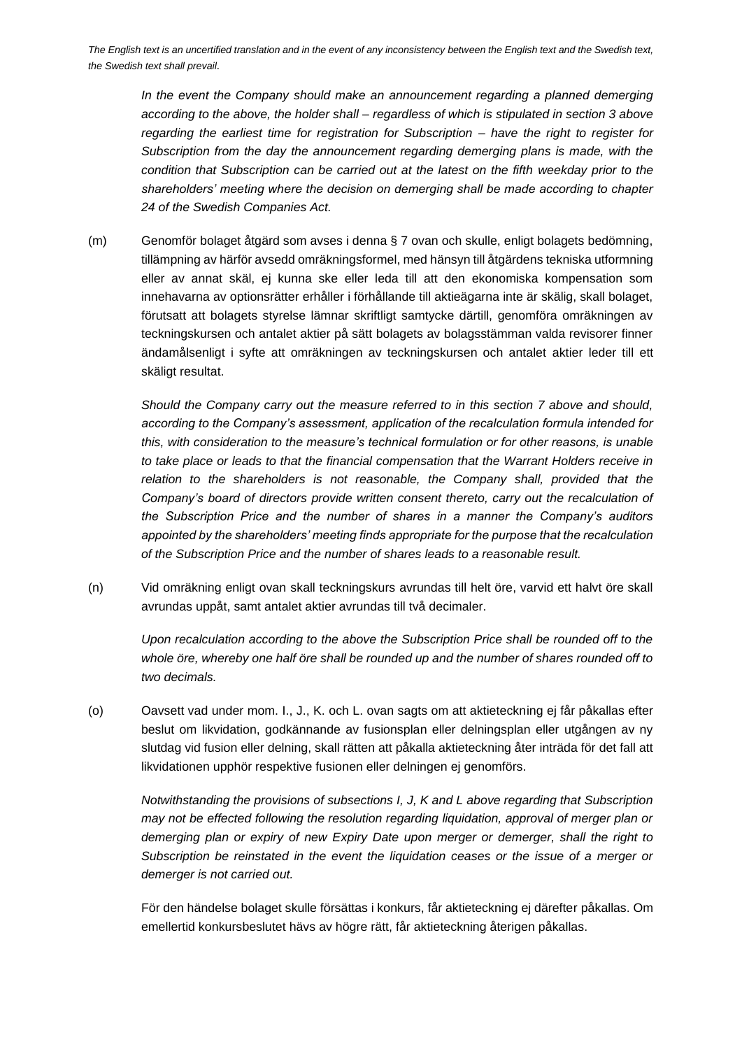*The English text is an uncertified translation and in the event of any inconsistency between the English text and the Swedish text, the Swedish text shall prevail.*

*In the event the Company should make an announcement regarding a planned demerging according to the above, the holder shall – regardless of which is stipulated in section 3 above regarding the earliest time for registration for Subscription – have the right to register for Subscription from the day the announcement regarding demerging plans is made, with the condition that Subscription can be carried out at the latest on the fifth weekday prior to the shareholders' meeting where the decision on demerging shall be made according to chapter 24 of the Swedish Companies Act.*

(m) Genomför bolaget åtgärd som avses i denna § 7 ovan och skulle, enligt bolagets bedömning, tillämpning av härför avsedd omräkningsformel, med hänsyn till åtgärdens tekniska utformning eller av annat skäl, ej kunna ske eller leda till att den ekonomiska kompensation som innehavarna av optionsrätter erhåller i förhållande till aktieägarna inte är skälig, skall bolaget, förutsatt att bolagets styrelse lämnar skriftligt samtycke därtill, genomföra omräkningen av teckningskursen och antalet aktier på sätt bolagets av bolagsstämman valda revisorer finner ändamålsenligt i syfte att omräkningen av teckningskursen och antalet aktier leder till ett skäligt resultat.

*Should the Company carry out the measure referred to in this section 7 above and should, according to the Company's assessment, application of the recalculation formula intended for this, with consideration to the measure's technical formulation or for other reasons, is unable to take place or leads to that the financial compensation that the Warrant Holders receive in relation to the shareholders is not reasonable, the Company shall, provided that the Company's board of directors provide written consent thereto, carry out the recalculation of the Subscription Price and the number of shares in a manner the Company's auditors appointed by the shareholders' meeting finds appropriate for the purpose that the recalculation of the Subscription Price and the number of shares leads to a reasonable result.*

(n) Vid omräkning enligt ovan skall teckningskurs avrundas till helt öre, varvid ett halvt öre skall avrundas uppåt, samt antalet aktier avrundas till två decimaler.

*Upon recalculation according to the above the Subscription Price shall be rounded off to the whole öre, whereby one half öre shall be rounded up and the number of shares rounded off to two decimals.*

(o) Oavsett vad under mom. I., J., K. och L. ovan sagts om att aktieteckning ej får påkallas efter beslut om likvidation, godkännande av fusionsplan eller delningsplan eller utgången av ny slutdag vid fusion eller delning, skall rätten att påkalla aktieteckning åter inträda för det fall att likvidationen upphör respektive fusionen eller delningen ej genomförs.

*Notwithstanding the provisions of subsections I, J, K and L above regarding that Subscription may not be effected following the resolution regarding liquidation, approval of merger plan or demerging plan or expiry of new Expiry Date upon merger or demerger, shall the right to Subscription be reinstated in the event the liquidation ceases or the issue of a merger or demerger is not carried out.*

För den händelse bolaget skulle försättas i konkurs, får aktieteckning ej därefter påkallas. Om emellertid konkursbeslutet hävs av högre rätt, får aktieteckning återigen påkallas.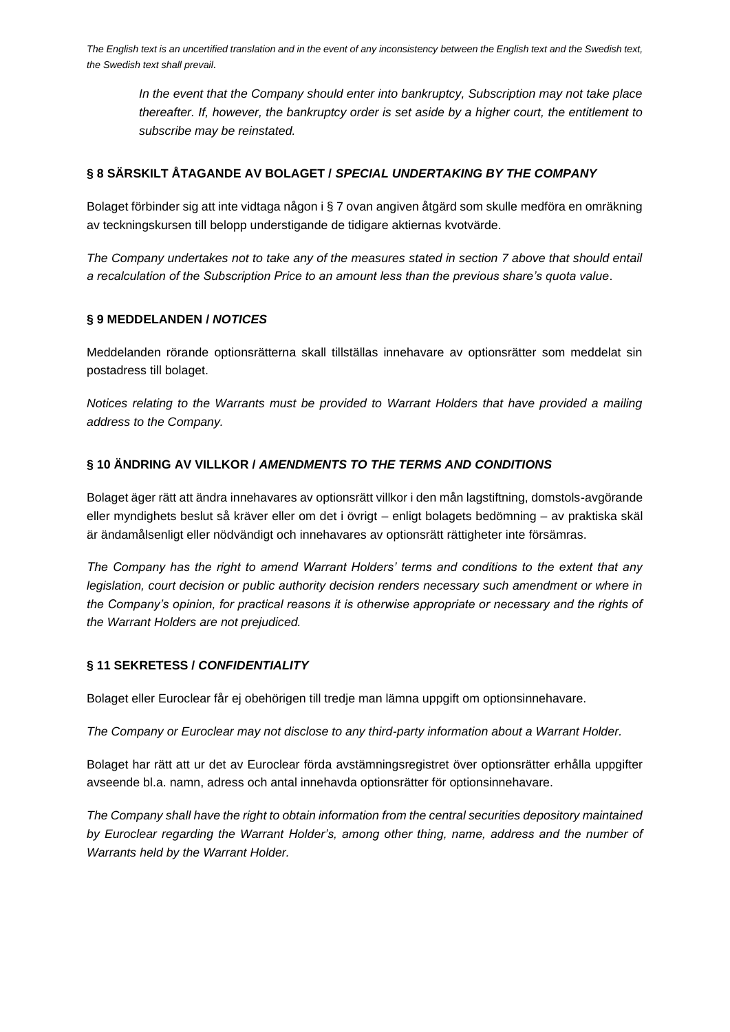*In the event that the Company should enter into bankruptcy, Subscription may not take place thereafter. If, however, the bankruptcy order is set aside by a higher court, the entitlement to subscribe may be reinstated.*

### § 8 SÄRSKILT ÅTAGANDE AV BOLAGET / *SPECIAL UNDERTAKING BY THE COMPANY*

Bolaget förbinder sig att inte vidtaga någon i § 7 ovan angiven åtgärd som skulle medföra en omräkning av teckningskursen till belopp understigande de tidigare aktiernas kvotvärde.

*The Company undertakes not to take any of the measures stated in section 7 above that should entail a recalculation of the Subscription Price to an amount less than the previous share's quota value*.

### § 9 MEDDELANDEN / *NOTICES*

Meddelanden rörande optionsrätterna skall tillställas innehavare av optionsrätter som meddelat sin postadress till bolaget.

*Notices relating to the Warrants must be provided to Warrant Holders that have provided a mailing address to the Company.*

### § 10 ÄNDRING AV VILLKOR / *AMENDMENTS TO THE TERMS AND CONDITIONS*

Bolaget äger rätt att ändra innehavares av optionsrätt villkor i den mån lagstiftning, domstols-avgörande eller myndighets beslut så kräver eller om det i övrigt – enligt bolagets bedömning – av praktiska skäl är ändamålsenligt eller nödvändigt och innehavares av optionsrätt rättigheter inte försämras.

*The Company has the right to amend Warrant Holders' terms and conditions to the extent that any legislation, court decision or public authority decision renders necessary such amendment or where in the Company's opinion, for practical reasons it is otherwise appropriate or necessary and the rights of the Warrant Holders are not prejudiced.*

### § 11 SEKRETESS / *CONFIDENTIALITY*

Bolaget eller Euroclear får ej obehörigen till tredje man lämna uppgift om optionsinnehavare.

*The Company or Euroclear may not disclose to any third-party information about a Warrant Holder.*

Bolaget har rätt att ur det av Euroclear förda avstämningsregistret över optionsrätter erhålla uppgifter avseende bl.a. namn, adress och antal innehavda optionsrätter för optionsinnehavare.

*The Company shall have the right to obtain information from the central securities depository maintained by Euroclear regarding the Warrant Holder's, among other thing, name, address and the number of Warrants held by the Warrant Holder.*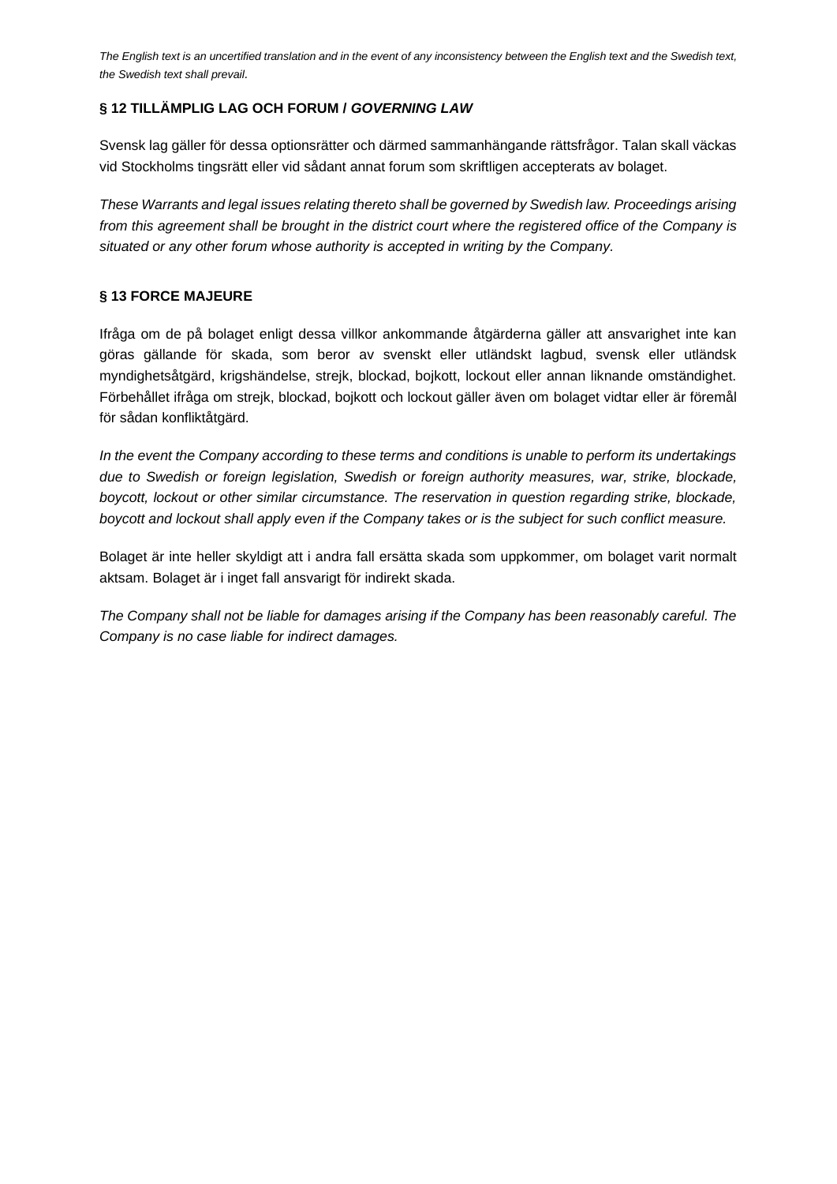*The English text is an uncertified translation and in the event of any inconsistency between the English text and the Swedish text, the Swedish text shall prevail.*

### § 12 TILLÄMPLIG LAG OCH FORUM / *GOVERNING LAW*

Svensk lag gäller för dessa optionsrätter och därmed sammanhängande rättsfrågor. Talan skall väckas vid Stockholms tingsrätt eller vid sådant annat forum som skriftligen accepterats av bolaget.

*These Warrants and legal issues relating thereto shall be governed by Swedish law. Proceedings arising from this agreement shall be brought in the district court where the registered office of the Company is situated or any other forum whose authority is accepted in writing by the Company.*

### § 13 FORCE MAJEURE

Ifråga om de på bolaget enligt dessa villkor ankommande åtgärderna gäller att ansvarighet inte kan göras gällande för skada, som beror av svenskt eller utländskt lagbud, svensk eller utländsk myndighetsåtgärd, krigshändelse, strejk, blockad, bojkott, lockout eller annan liknande omständighet. Förbehållet ifråga om strejk, blockad, bojkott och lockout gäller även om bolaget vidtar eller är föremål för sådan konfliktåtgärd.

*In the event the Company according to these terms and conditions is unable to perform its undertakings due to Swedish or foreign legislation, Swedish or foreign authority measures, war, strike, blockade, boycott, lockout or other similar circumstance. The reservation in question regarding strike, blockade, boycott and lockout shall apply even if the Company takes or is the subject for such conflict measure.*

Bolaget är inte heller skyldigt att i andra fall ersätta skada som uppkommer, om bolaget varit normalt aktsam. Bolaget är i inget fall ansvarigt för indirekt skada.

*The Company shall not be liable for damages arising if the Company has been reasonably careful. The Company is no case liable for indirect damages.*